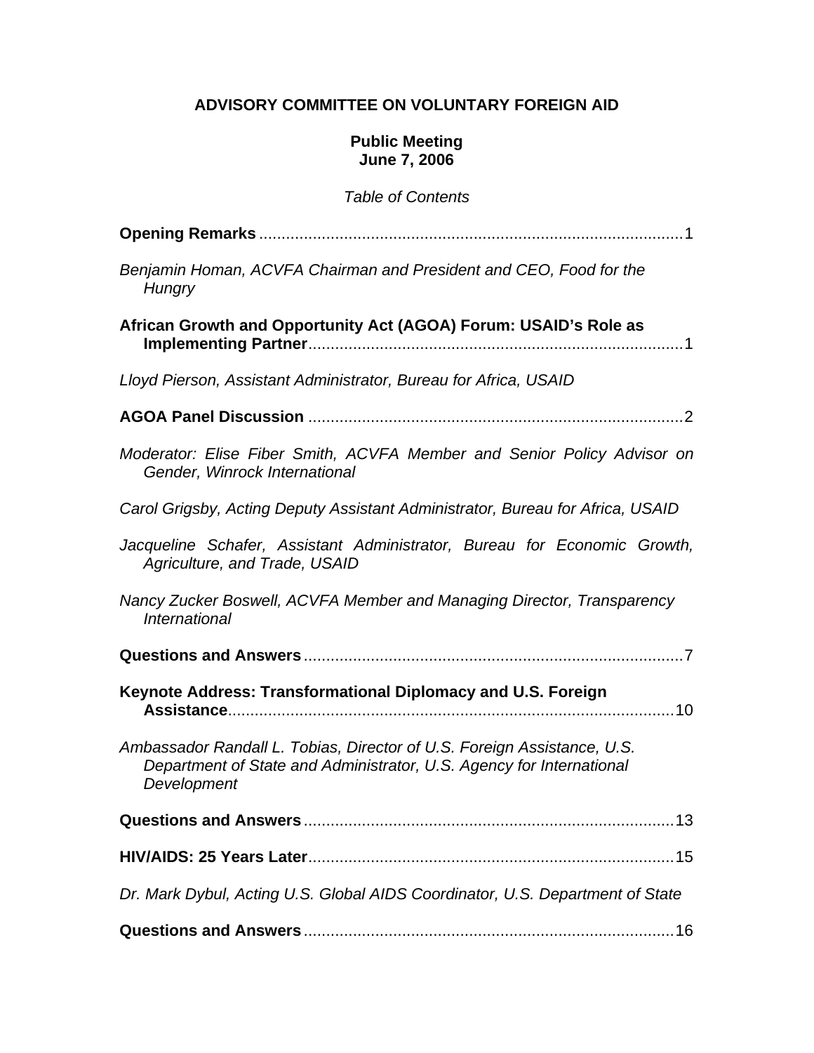# ADVISORY COMMITTEE ON VOLUNTARY FOREIGN AID

## Public Meeting
## June 7, 2006

*Table of Contents*

**Opening Remarks** ........................................................................................ 1

*Benjamin Homan, ACVFA Chairman and President and CEO, Food for the Hungry*

**African Growth and Opportunity Act (AGOA) Forum: USAID's Role as Implementing Partner** ........................................................................ 1

*Lloyd Pierson, Assistant Administrator, Bureau for Africa, USAID*

**AGOA Panel Discussion** ................................................................................ 2

*Moderator: Elise Fiber Smith, ACVFA Member and Senior Policy Advisor on Gender, Winrock International*

*Carol Grigsby, Acting Deputy Assistant Administrator, Bureau for Africa, USAID*

*Jacqueline Schafer, Assistant Administrator, Bureau for Economic Growth, Agriculture, and Trade, USAID*

*Nancy Zucker Boswell, ACVFA Member and Managing Director, Transparency International*

**Questions and Answers** ................................................................................ 7

**Keynote Address: Transformational Diplomacy and U.S. Foreign Assistance** ................................................................................................ 10

*Ambassador Randall L. Tobias, Director of U.S. Foreign Assistance, U.S. Department of State and Administrator, U.S. Agency for International Development*

**Questions and Answers** ................................................................................ 13

**HIV/AIDS: 25 Years Later** ............................................................................ 15

*Dr. Mark Dybul, Acting U.S. Global AIDS Coordinator, U.S. Department of State*

**Questions and Answers** ................................................................................ 16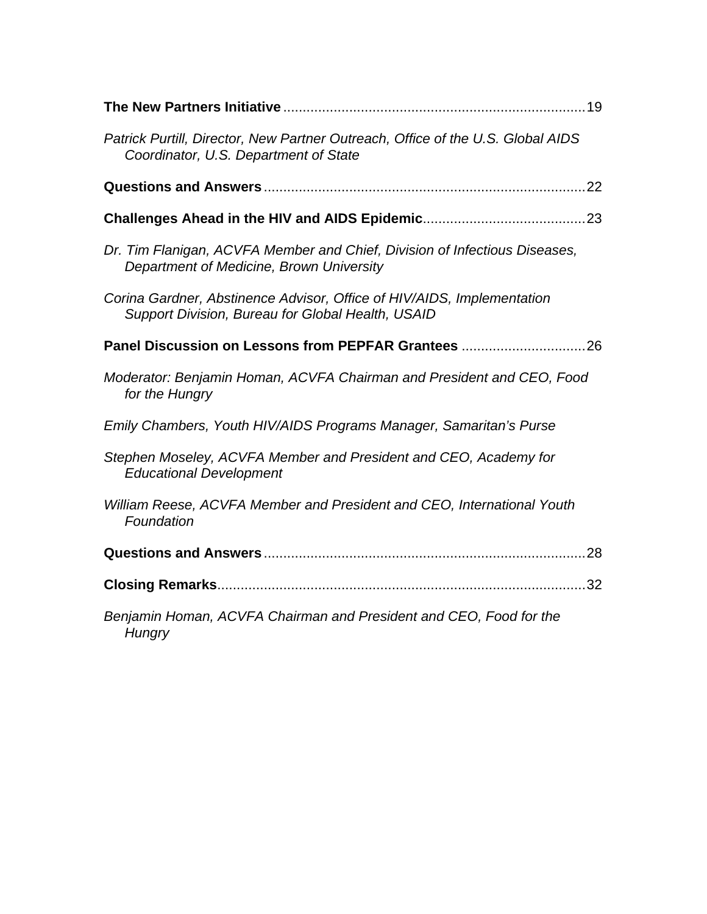**The New Partners Initiative** .............................................................................. 19

*Patrick Purtill, Director, New Partner Outreach, Office of the U.S. Global AIDS Coordinator, U.S. Department of State*

**Questions and Answers** .................................................................................. 22

**Challenges Ahead in the HIV and AIDS Epidemic** .......................................... 23

*Dr. Tim Flanigan, ACVFA Member and Chief, Division of Infectious Diseases, Department of Medicine, Brown University*

*Corina Gardner, Abstinence Advisor, Office of HIV/AIDS, Implementation Support Division, Bureau for Global Health, USAID*

**Panel Discussion on Lessons from PEPFAR Grantees** ................................ 26

*Moderator: Benjamin Homan, ACVFA Chairman and President and CEO, Food for the Hungry*

*Emily Chambers, Youth HIV/AIDS Programs Manager, Samaritan's Purse*

*Stephen Moseley, ACVFA Member and President and CEO, Academy for Educational Development*

*William Reese, ACVFA Member and President and CEO, International Youth Foundation*

**Questions and Answers** .................................................................................. 28

**Closing Remarks** ............................................................................................. 32

*Benjamin Homan, ACVFA Chairman and President and CEO, Food for the Hungry*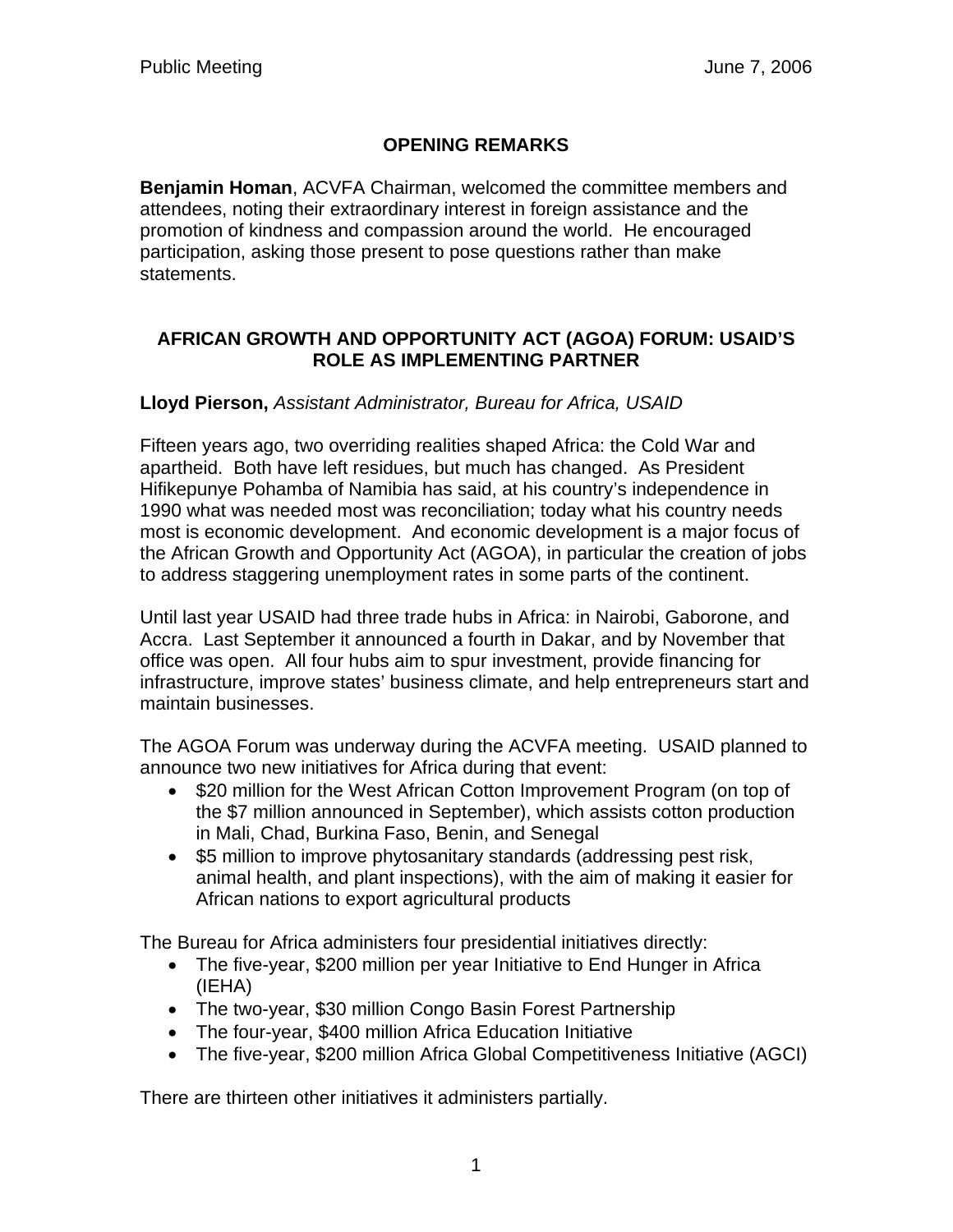## OPENING REMARKS

**Benjamin Homan**, ACVFA Chairman, welcomed the committee members and attendees, noting their extraordinary interest in foreign assistance and the promotion of kindness and compassion around the world. He encouraged participation, asking those present to pose questions rather than make statements.

## AFRICAN GROWTH AND OPPORTUNITY ACT (AGOA) FORUM: USAID'S ROLE AS IMPLEMENTING PARTNER

**Lloyd Pierson,** *Assistant Administrator, Bureau for Africa, USAID*

Fifteen years ago, two overriding realities shaped Africa: the Cold War and apartheid. Both have left residues, but much has changed. As President Hifikepunye Pohamba of Namibia has said, at his country's independence in 1990 what was needed most was reconciliation; today what his country needs most is economic development. And economic development is a major focus of the African Growth and Opportunity Act (AGOA), in particular the creation of jobs to address staggering unemployment rates in some parts of the continent.

Until last year USAID had three trade hubs in Africa: in Nairobi, Gaborone, and Accra. Last September it announced a fourth in Dakar, and by November that office was open. All four hubs aim to spur investment, provide financing for infrastructure, improve states' business climate, and help entrepreneurs start and maintain businesses.

The AGOA Forum was underway during the ACVFA meeting. USAID planned to announce two new initiatives for Africa during that event:

- $20 million for the West African Cotton Improvement Program (on top of the $7 million announced in September), which assists cotton production in Mali, Chad, Burkina Faso, Benin, and Senegal
- $5 million to improve phytosanitary standards (addressing pest risk, animal health, and plant inspections), with the aim of making it easier for African nations to export agricultural products

The Bureau for Africa administers four presidential initiatives directly:

- The five-year, $200 million per year Initiative to End Hunger in Africa (IEHA)
- The two-year, $30 million Congo Basin Forest Partnership
- The four-year, $400 million Africa Education Initiative
- The five-year, $200 million Africa Global Competitiveness Initiative (AGCI)

There are thirteen other initiatives it administers partially.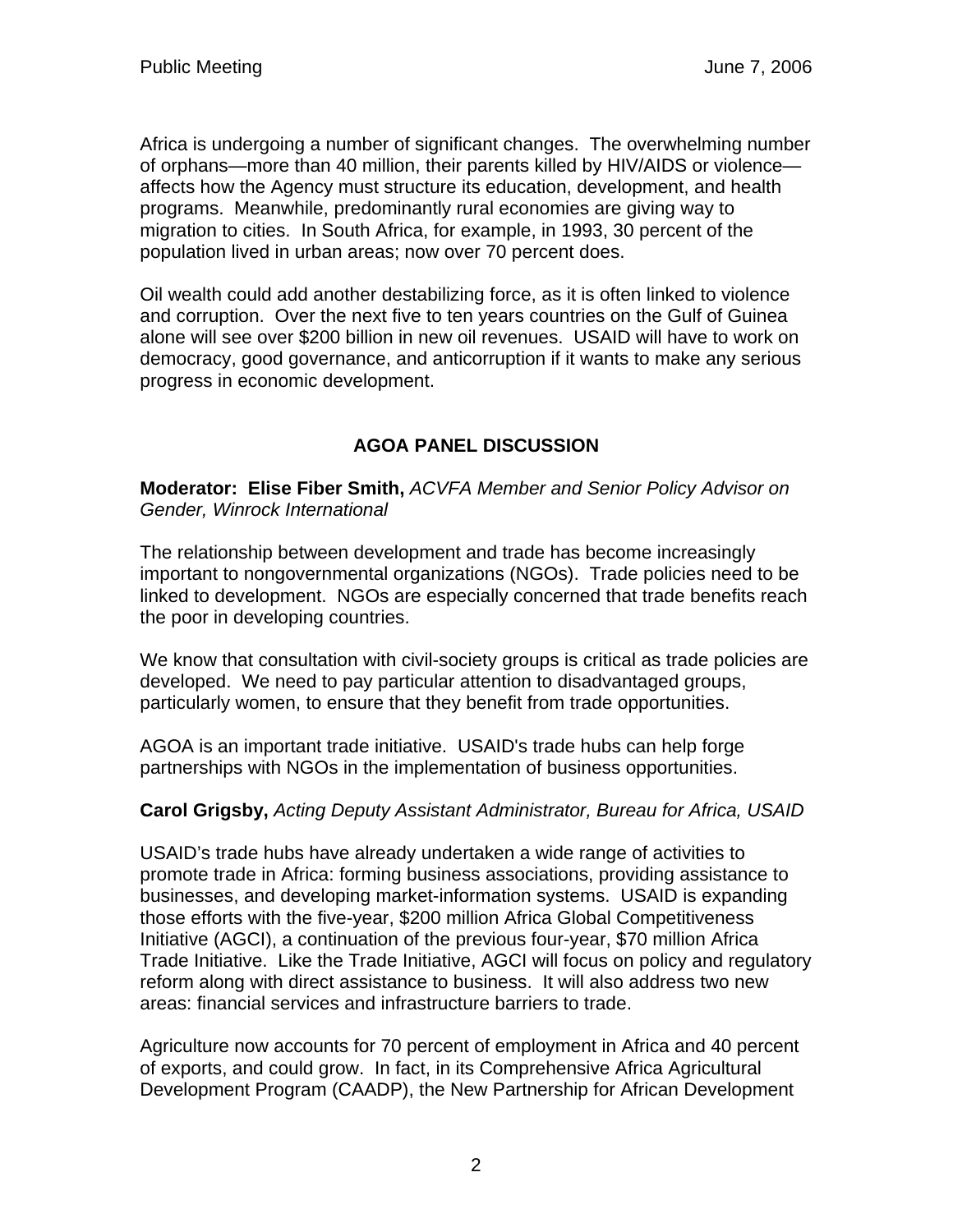Africa is undergoing a number of significant changes. The overwhelming number of orphans—more than 40 million, their parents killed by HIV/AIDS or violence—affects how the Agency must structure its education, development, and health programs. Meanwhile, predominantly rural economies are giving way to migration to cities. In South Africa, for example, in 1993, 30 percent of the population lived in urban areas; now over 70 percent does.

Oil wealth could add another destabilizing force, as it is often linked to violence and corruption. Over the next five to ten years countries on the Gulf of Guinea alone will see over $200 billion in new oil revenues. USAID will have to work on democracy, good governance, and anticorruption if it wants to make any serious progress in economic development.

## AGOA PANEL DISCUSSION

**Moderator: Elise Fiber Smith,** *ACVFA Member and Senior Policy Advisor on Gender, Winrock International*

The relationship between development and trade has become increasingly important to nongovernmental organizations (NGOs). Trade policies need to be linked to development. NGOs are especially concerned that trade benefits reach the poor in developing countries.

We know that consultation with civil-society groups is critical as trade policies are developed. We need to pay particular attention to disadvantaged groups, particularly women, to ensure that they benefit from trade opportunities.

AGOA is an important trade initiative. USAID's trade hubs can help forge partnerships with NGOs in the implementation of business opportunities.

**Carol Grigsby,** *Acting Deputy Assistant Administrator, Bureau for Africa, USAID*

USAID's trade hubs have already undertaken a wide range of activities to promote trade in Africa: forming business associations, providing assistance to businesses, and developing market-information systems. USAID is expanding those efforts with the five-year, $200 million Africa Global Competitiveness Initiative (AGCI), a continuation of the previous four-year, $70 million Africa Trade Initiative. Like the Trade Initiative, AGCI will focus on policy and regulatory reform along with direct assistance to business. It will also address two new areas: financial services and infrastructure barriers to trade.

Agriculture now accounts for 70 percent of employment in Africa and 40 percent of exports, and could grow. In fact, in its Comprehensive Africa Agricultural Development Program (CAADP), the New Partnership for African Development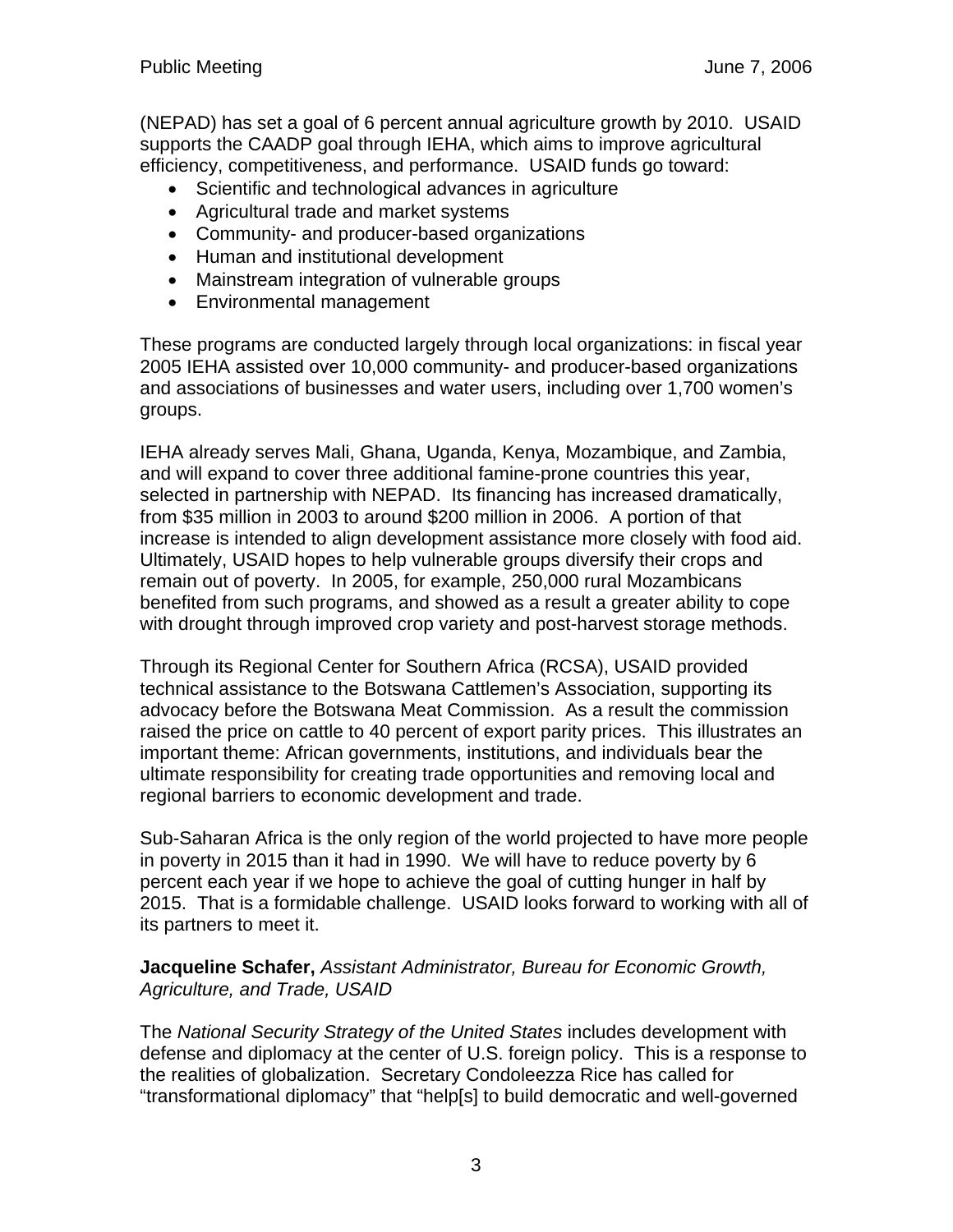(NEPAD) has set a goal of 6 percent annual agriculture growth by 2010. USAID supports the CAADP goal through IEHA, which aims to improve agricultural efficiency, competitiveness, and performance. USAID funds go toward:

- Scientific and technological advances in agriculture
- Agricultural trade and market systems
- Community- and producer-based organizations
- Human and institutional development
- Mainstream integration of vulnerable groups
- Environmental management

These programs are conducted largely through local organizations: in fiscal year 2005 IEHA assisted over 10,000 community- and producer-based organizations and associations of businesses and water users, including over 1,700 women's groups.

IEHA already serves Mali, Ghana, Uganda, Kenya, Mozambique, and Zambia, and will expand to cover three additional famine-prone countries this year, selected in partnership with NEPAD. Its financing has increased dramatically, from $35 million in 2003 to around $200 million in 2006. A portion of that increase is intended to align development assistance more closely with food aid. Ultimately, USAID hopes to help vulnerable groups diversify their crops and remain out of poverty. In 2005, for example, 250,000 rural Mozambicans benefited from such programs, and showed as a result a greater ability to cope with drought through improved crop variety and post-harvest storage methods.

Through its Regional Center for Southern Africa (RCSA), USAID provided technical assistance to the Botswana Cattlemen's Association, supporting its advocacy before the Botswana Meat Commission. As a result the commission raised the price on cattle to 40 percent of export parity prices. This illustrates an important theme: African governments, institutions, and individuals bear the ultimate responsibility for creating trade opportunities and removing local and regional barriers to economic development and trade.

Sub-Saharan Africa is the only region of the world projected to have more people in poverty in 2015 than it had in 1990. We will have to reduce poverty by 6 percent each year if we hope to achieve the goal of cutting hunger in half by 2015. That is a formidable challenge. USAID looks forward to working with all of its partners to meet it.

**Jacqueline Schafer,** *Assistant Administrator, Bureau for Economic Growth, Agriculture, and Trade, USAID*

The *National Security Strategy of the United States* includes development with defense and diplomacy at the center of U.S. foreign policy. This is a response to the realities of globalization. Secretary Condoleezza Rice has called for "transformational diplomacy" that "help[s] to build democratic and well-governed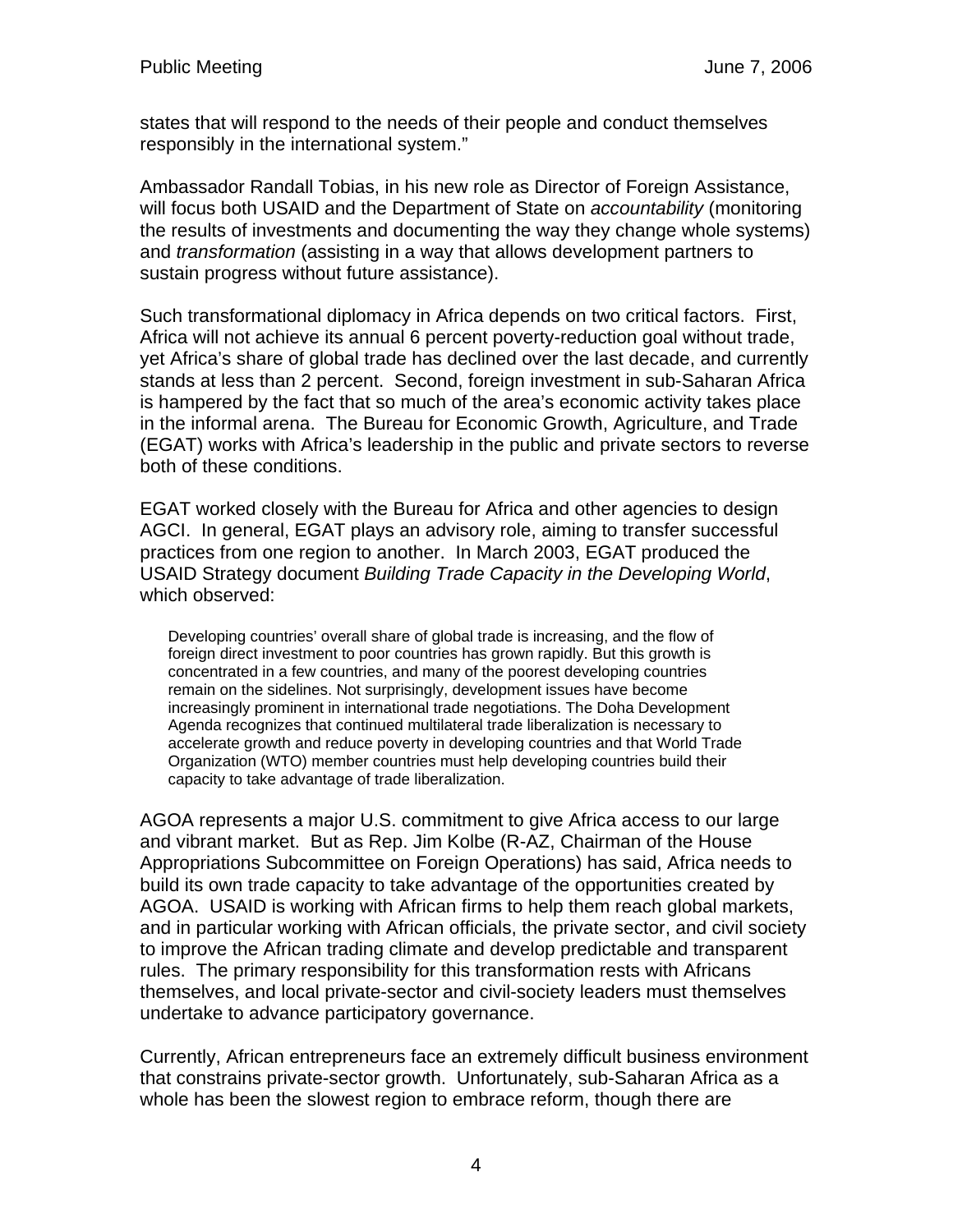states that will respond to the needs of their people and conduct themselves responsibly in the international system."

Ambassador Randall Tobias, in his new role as Director of Foreign Assistance, will focus both USAID and the Department of State on *accountability* (monitoring the results of investments and documenting the way they change whole systems) and *transformation* (assisting in a way that allows development partners to sustain progress without future assistance).

Such transformational diplomacy in Africa depends on two critical factors. First, Africa will not achieve its annual 6 percent poverty-reduction goal without trade, yet Africa's share of global trade has declined over the last decade, and currently stands at less than 2 percent. Second, foreign investment in sub-Saharan Africa is hampered by the fact that so much of the area's economic activity takes place in the informal arena. The Bureau for Economic Growth, Agriculture, and Trade (EGAT) works with Africa's leadership in the public and private sectors to reverse both of these conditions.

EGAT worked closely with the Bureau for Africa and other agencies to design AGCI. In general, EGAT plays an advisory role, aiming to transfer successful practices from one region to another. In March 2003, EGAT produced the USAID Strategy document *Building Trade Capacity in the Developing World*, which observed:

> Developing countries' overall share of global trade is increasing, and the flow of foreign direct investment to poor countries has grown rapidly. But this growth is concentrated in a few countries, and many of the poorest developing countries remain on the sidelines. Not surprisingly, development issues have become increasingly prominent in international trade negotiations. The Doha Development Agenda recognizes that continued multilateral trade liberalization is necessary to accelerate growth and reduce poverty in developing countries and that World Trade Organization (WTO) member countries must help developing countries build their capacity to take advantage of trade liberalization.

AGOA represents a major U.S. commitment to give Africa access to our large and vibrant market. But as Rep. Jim Kolbe (R-AZ, Chairman of the House Appropriations Subcommittee on Foreign Operations) has said, Africa needs to build its own trade capacity to take advantage of the opportunities created by AGOA. USAID is working with African firms to help them reach global markets, and in particular working with African officials, the private sector, and civil society to improve the African trading climate and develop predictable and transparent rules. The primary responsibility for this transformation rests with Africans themselves, and local private-sector and civil-society leaders must themselves undertake to advance participatory governance.

Currently, African entrepreneurs face an extremely difficult business environment that constrains private-sector growth. Unfortunately, sub-Saharan Africa as a whole has been the slowest region to embrace reform, though there are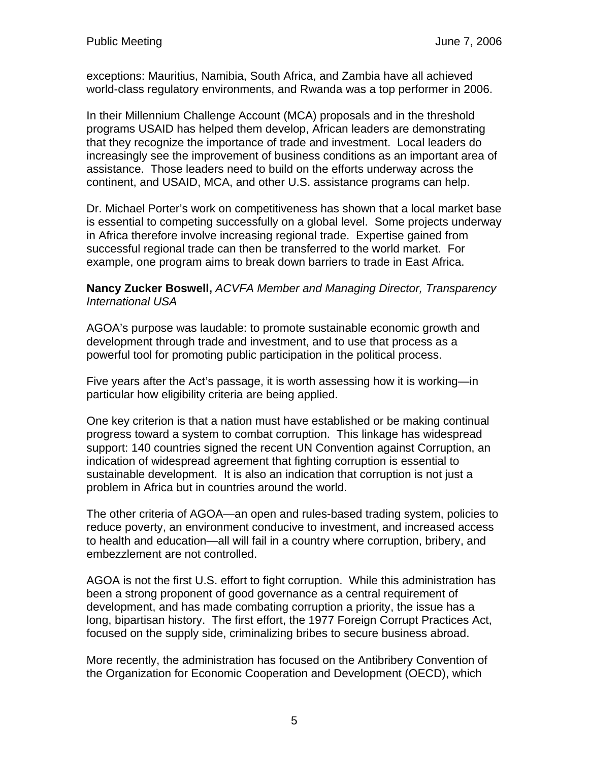exceptions: Mauritius, Namibia, South Africa, and Zambia have all achieved world-class regulatory environments, and Rwanda was a top performer in 2006.

In their Millennium Challenge Account (MCA) proposals and in the threshold programs USAID has helped them develop, African leaders are demonstrating that they recognize the importance of trade and investment. Local leaders do increasingly see the improvement of business conditions as an important area of assistance. Those leaders need to build on the efforts underway across the continent, and USAID, MCA, and other U.S. assistance programs can help.

Dr. Michael Porter's work on competitiveness has shown that a local market base is essential to competing successfully on a global level. Some projects underway in Africa therefore involve increasing regional trade. Expertise gained from successful regional trade can then be transferred to the world market. For example, one program aims to break down barriers to trade in East Africa.

**Nancy Zucker Boswell,** *ACVFA Member and Managing Director, Transparency International USA*

AGOA's purpose was laudable: to promote sustainable economic growth and development through trade and investment, and to use that process as a powerful tool for promoting public participation in the political process.

Five years after the Act's passage, it is worth assessing how it is working—in particular how eligibility criteria are being applied.

One key criterion is that a nation must have established or be making continual progress toward a system to combat corruption. This linkage has widespread support: 140 countries signed the recent UN Convention against Corruption, an indication of widespread agreement that fighting corruption is essential to sustainable development. It is also an indication that corruption is not just a problem in Africa but in countries around the world.

The other criteria of AGOA—an open and rules-based trading system, policies to reduce poverty, an environment conducive to investment, and increased access to health and education—all will fail in a country where corruption, bribery, and embezzlement are not controlled.

AGOA is not the first U.S. effort to fight corruption. While this administration has been a strong proponent of good governance as a central requirement of development, and has made combating corruption a priority, the issue has a long, bipartisan history. The first effort, the 1977 Foreign Corrupt Practices Act, focused on the supply side, criminalizing bribes to secure business abroad.

More recently, the administration has focused on the Antibribery Convention of the Organization for Economic Cooperation and Development (OECD), which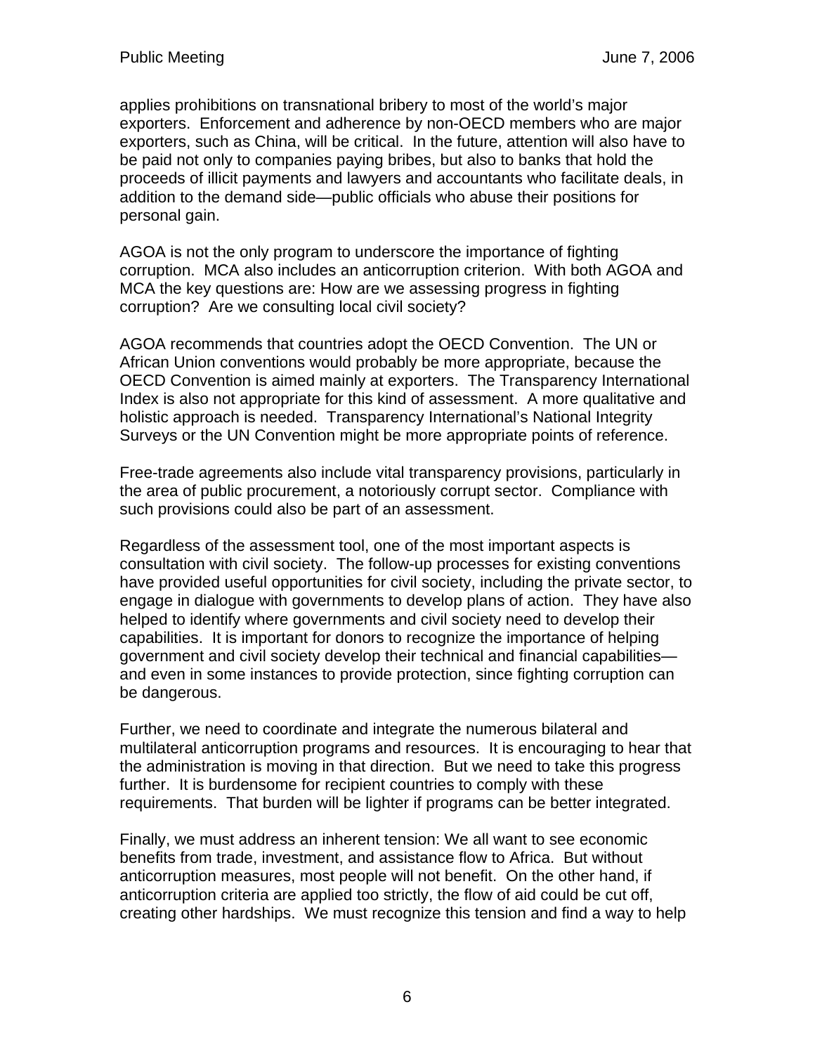applies prohibitions on transnational bribery to most of the world's major exporters. Enforcement and adherence by non-OECD members who are major exporters, such as China, will be critical. In the future, attention will also have to be paid not only to companies paying bribes, but also to banks that hold the proceeds of illicit payments and lawyers and accountants who facilitate deals, in addition to the demand side—public officials who abuse their positions for personal gain.

AGOA is not the only program to underscore the importance of fighting corruption. MCA also includes an anticorruption criterion. With both AGOA and MCA the key questions are: How are we assessing progress in fighting corruption? Are we consulting local civil society?

AGOA recommends that countries adopt the OECD Convention. The UN or African Union conventions would probably be more appropriate, because the OECD Convention is aimed mainly at exporters. The Transparency International Index is also not appropriate for this kind of assessment. A more qualitative and holistic approach is needed. Transparency International's National Integrity Surveys or the UN Convention might be more appropriate points of reference.

Free-trade agreements also include vital transparency provisions, particularly in the area of public procurement, a notoriously corrupt sector. Compliance with such provisions could also be part of an assessment.

Regardless of the assessment tool, one of the most important aspects is consultation with civil society. The follow-up processes for existing conventions have provided useful opportunities for civil society, including the private sector, to engage in dialogue with governments to develop plans of action. They have also helped to identify where governments and civil society need to develop their capabilities. It is important for donors to recognize the importance of helping government and civil society develop their technical and financial capabilities—and even in some instances to provide protection, since fighting corruption can be dangerous.

Further, we need to coordinate and integrate the numerous bilateral and multilateral anticorruption programs and resources. It is encouraging to hear that the administration is moving in that direction. But we need to take this progress further. It is burdensome for recipient countries to comply with these requirements. That burden will be lighter if programs can be better integrated.

Finally, we must address an inherent tension: We all want to see economic benefits from trade, investment, and assistance flow to Africa. But without anticorruption measures, most people will not benefit. On the other hand, if anticorruption criteria are applied too strictly, the flow of aid could be cut off, creating other hardships. We must recognize this tension and find a way to help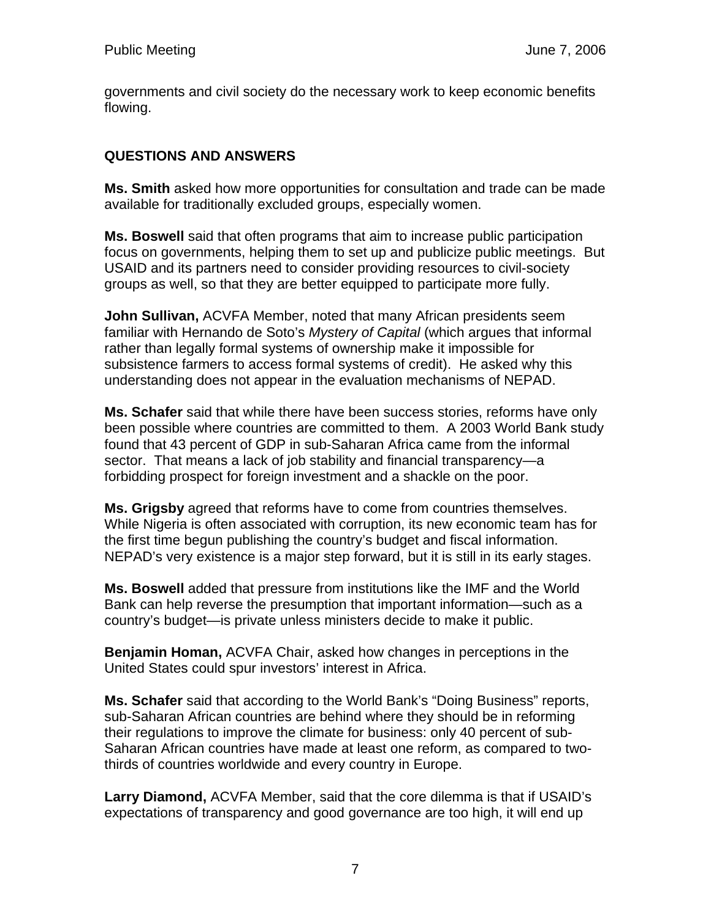governments and civil society do the necessary work to keep economic benefits flowing.

## QUESTIONS AND ANSWERS

**Ms. Smith** asked how more opportunities for consultation and trade can be made available for traditionally excluded groups, especially women.

**Ms. Boswell** said that often programs that aim to increase public participation focus on governments, helping them to set up and publicize public meetings. But USAID and its partners need to consider providing resources to civil-society groups as well, so that they are better equipped to participate more fully.

**John Sullivan,** ACVFA Member, noted that many African presidents seem familiar with Hernando de Soto's *Mystery of Capital* (which argues that informal rather than legally formal systems of ownership make it impossible for subsistence farmers to access formal systems of credit). He asked why this understanding does not appear in the evaluation mechanisms of NEPAD.

**Ms. Schafer** said that while there have been success stories, reforms have only been possible where countries are committed to them. A 2003 World Bank study found that 43 percent of GDP in sub-Saharan Africa came from the informal sector. That means a lack of job stability and financial transparency—a forbidding prospect for foreign investment and a shackle on the poor.

**Ms. Grigsby** agreed that reforms have to come from countries themselves. While Nigeria is often associated with corruption, its new economic team has for the first time begun publishing the country's budget and fiscal information. NEPAD's very existence is a major step forward, but it is still in its early stages.

**Ms. Boswell** added that pressure from institutions like the IMF and the World Bank can help reverse the presumption that important information—such as a country's budget—is private unless ministers decide to make it public.

**Benjamin Homan,** ACVFA Chair, asked how changes in perceptions in the United States could spur investors' interest in Africa.

**Ms. Schafer** said that according to the World Bank's "Doing Business" reports, sub-Saharan African countries are behind where they should be in reforming their regulations to improve the climate for business: only 40 percent of sub-Saharan African countries have made at least one reform, as compared to two-thirds of countries worldwide and every country in Europe.

**Larry Diamond,** ACVFA Member, said that the core dilemma is that if USAID's expectations of transparency and good governance are too high, it will end up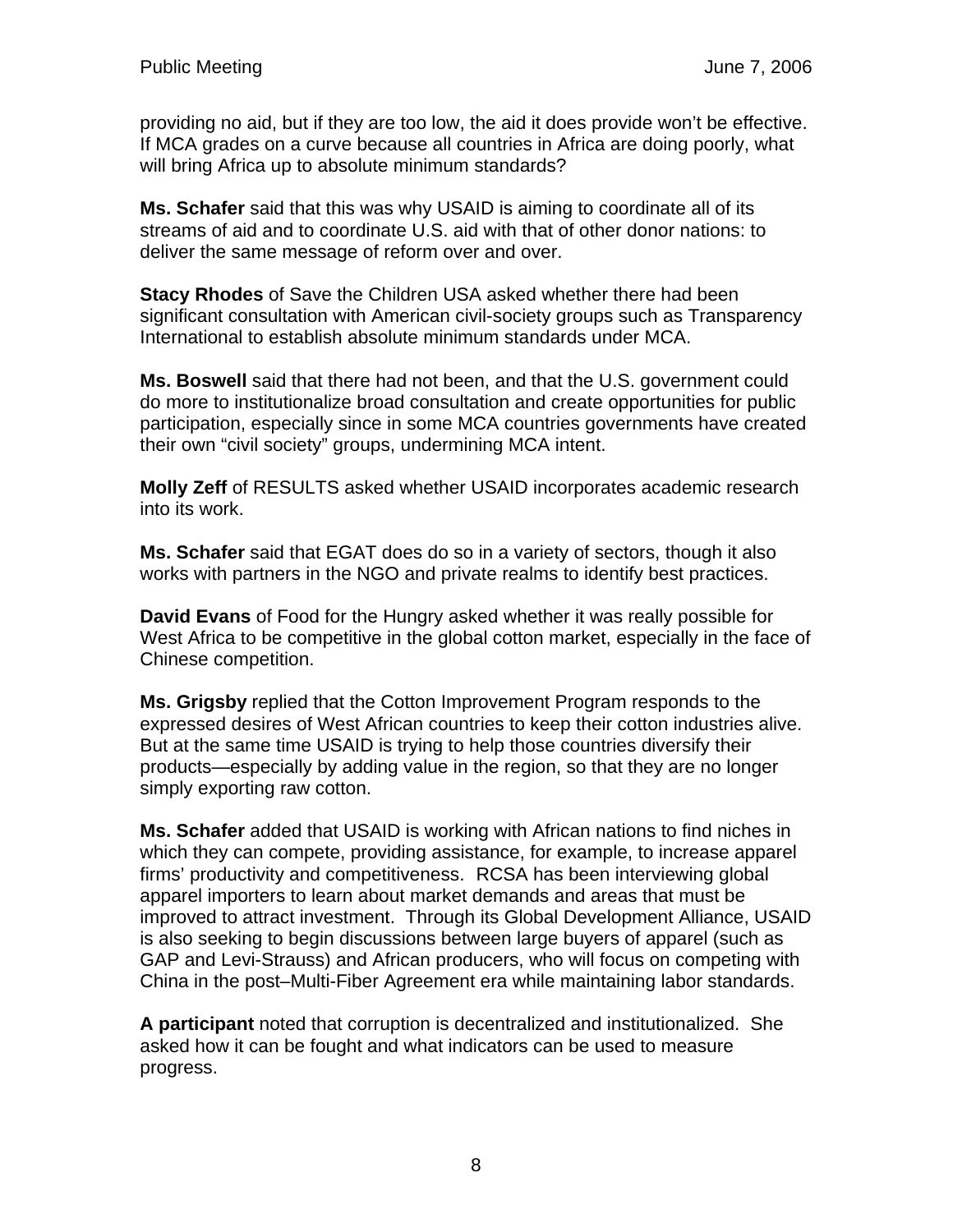providing no aid, but if they are too low, the aid it does provide won't be effective. If MCA grades on a curve because all countries in Africa are doing poorly, what will bring Africa up to absolute minimum standards?

**Ms. Schafer** said that this was why USAID is aiming to coordinate all of its streams of aid and to coordinate U.S. aid with that of other donor nations: to deliver the same message of reform over and over.

**Stacy Rhodes** of Save the Children USA asked whether there had been significant consultation with American civil-society groups such as Transparency International to establish absolute minimum standards under MCA.

**Ms. Boswell** said that there had not been, and that the U.S. government could do more to institutionalize broad consultation and create opportunities for public participation, especially since in some MCA countries governments have created their own "civil society" groups, undermining MCA intent.

**Molly Zeff** of RESULTS asked whether USAID incorporates academic research into its work.

**Ms. Schafer** said that EGAT does do so in a variety of sectors, though it also works with partners in the NGO and private realms to identify best practices.

**David Evans** of Food for the Hungry asked whether it was really possible for West Africa to be competitive in the global cotton market, especially in the face of Chinese competition.

**Ms. Grigsby** replied that the Cotton Improvement Program responds to the expressed desires of West African countries to keep their cotton industries alive. But at the same time USAID is trying to help those countries diversify their products—especially by adding value in the region, so that they are no longer simply exporting raw cotton.

**Ms. Schafer** added that USAID is working with African nations to find niches in which they can compete, providing assistance, for example, to increase apparel firms' productivity and competitiveness. RCSA has been interviewing global apparel importers to learn about market demands and areas that must be improved to attract investment. Through its Global Development Alliance, USAID is also seeking to begin discussions between large buyers of apparel (such as GAP and Levi-Strauss) and African producers, who will focus on competing with China in the post–Multi-Fiber Agreement era while maintaining labor standards.

**A participant** noted that corruption is decentralized and institutionalized. She asked how it can be fought and what indicators can be used to measure progress.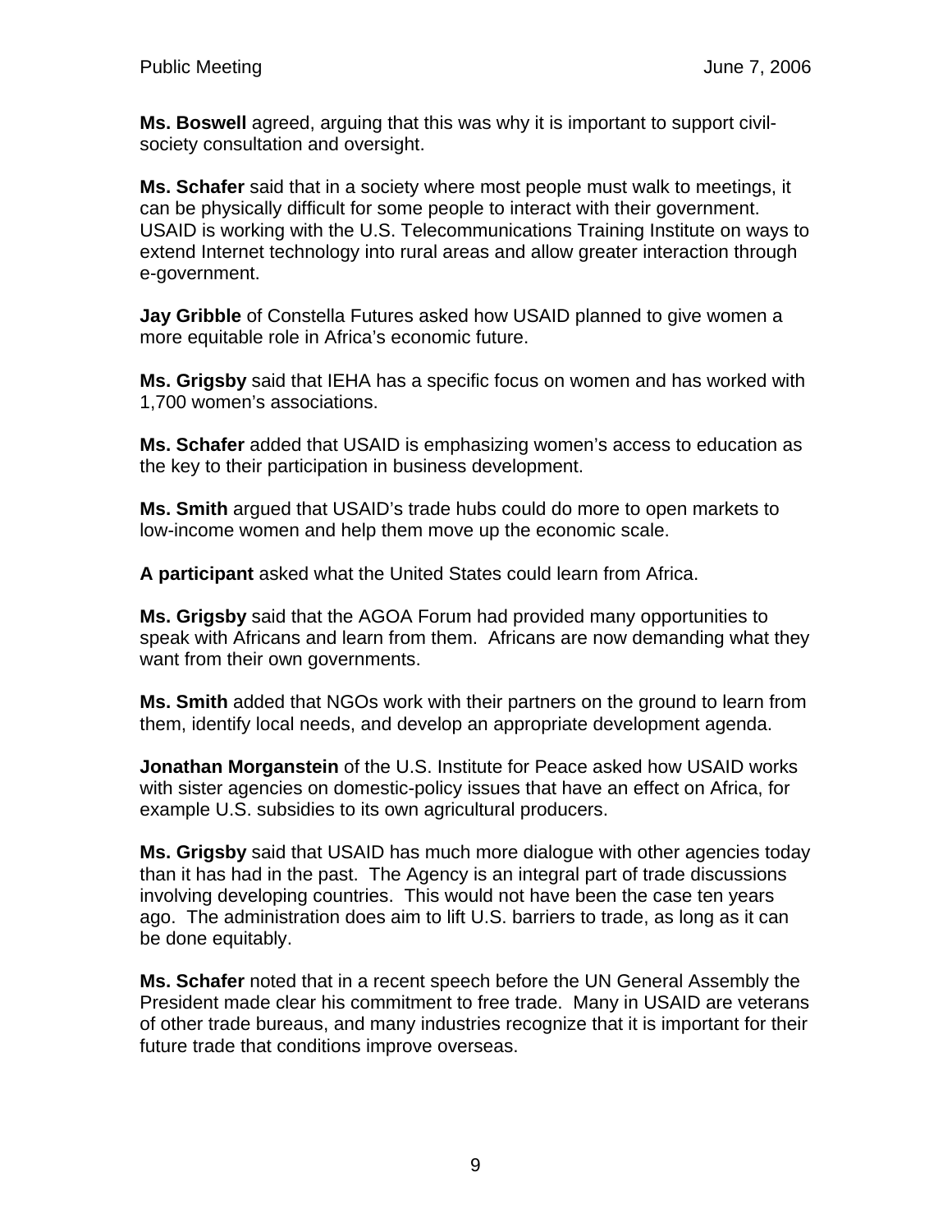**Ms. Boswell** agreed, arguing that this was why it is important to support civil-society consultation and oversight.

**Ms. Schafer** said that in a society where most people must walk to meetings, it can be physically difficult for some people to interact with their government. USAID is working with the U.S. Telecommunications Training Institute on ways to extend Internet technology into rural areas and allow greater interaction through e-government.

**Jay Gribble** of Constella Futures asked how USAID planned to give women a more equitable role in Africa's economic future.

**Ms. Grigsby** said that IEHA has a specific focus on women and has worked with 1,700 women's associations.

**Ms. Schafer** added that USAID is emphasizing women's access to education as the key to their participation in business development.

**Ms. Smith** argued that USAID's trade hubs could do more to open markets to low-income women and help them move up the economic scale.

**A participant** asked what the United States could learn from Africa.

**Ms. Grigsby** said that the AGOA Forum had provided many opportunities to speak with Africans and learn from them. Africans are now demanding what they want from their own governments.

**Ms. Smith** added that NGOs work with their partners on the ground to learn from them, identify local needs, and develop an appropriate development agenda.

**Jonathan Morganstein** of the U.S. Institute for Peace asked how USAID works with sister agencies on domestic-policy issues that have an effect on Africa, for example U.S. subsidies to its own agricultural producers.

**Ms. Grigsby** said that USAID has much more dialogue with other agencies today than it has had in the past. The Agency is an integral part of trade discussions involving developing countries. This would not have been the case ten years ago. The administration does aim to lift U.S. barriers to trade, as long as it can be done equitably.

**Ms. Schafer** noted that in a recent speech before the UN General Assembly the President made clear his commitment to free trade. Many in USAID are veterans of other trade bureaus, and many industries recognize that it is important for their future trade that conditions improve overseas.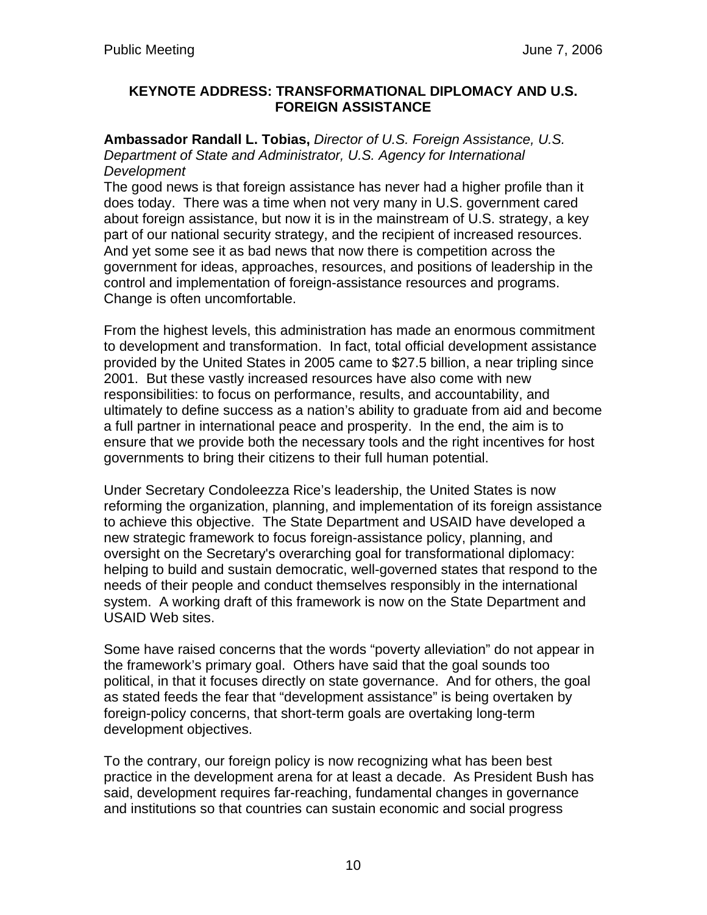## KEYNOTE ADDRESS: TRANSFORMATIONAL DIPLOMACY AND U.S. FOREIGN ASSISTANCE

**Ambassador Randall L. Tobias,** *Director of U.S. Foreign Assistance, U.S. Department of State and Administrator, U.S. Agency for International Development*

The good news is that foreign assistance has never had a higher profile than it does today. There was a time when not very many in U.S. government cared about foreign assistance, but now it is in the mainstream of U.S. strategy, a key part of our national security strategy, and the recipient of increased resources. And yet some see it as bad news that now there is competition across the government for ideas, approaches, resources, and positions of leadership in the control and implementation of foreign-assistance resources and programs. Change is often uncomfortable.

From the highest levels, this administration has made an enormous commitment to development and transformation. In fact, total official development assistance provided by the United States in 2005 came to $27.5 billion, a near tripling since 2001. But these vastly increased resources have also come with new responsibilities: to focus on performance, results, and accountability, and ultimately to define success as a nation's ability to graduate from aid and become a full partner in international peace and prosperity. In the end, the aim is to ensure that we provide both the necessary tools and the right incentives for host governments to bring their citizens to their full human potential.

Under Secretary Condoleezza Rice's leadership, the United States is now reforming the organization, planning, and implementation of its foreign assistance to achieve this objective. The State Department and USAID have developed a new strategic framework to focus foreign-assistance policy, planning, and oversight on the Secretary's overarching goal for transformational diplomacy: helping to build and sustain democratic, well-governed states that respond to the needs of their people and conduct themselves responsibly in the international system. A working draft of this framework is now on the State Department and USAID Web sites.

Some have raised concerns that the words "poverty alleviation" do not appear in the framework's primary goal. Others have said that the goal sounds too political, in that it focuses directly on state governance. And for others, the goal as stated feeds the fear that "development assistance" is being overtaken by foreign-policy concerns, that short-term goals are overtaking long-term development objectives.

To the contrary, our foreign policy is now recognizing what has been best practice in the development arena for at least a decade. As President Bush has said, development requires far-reaching, fundamental changes in governance and institutions so that countries can sustain economic and social progress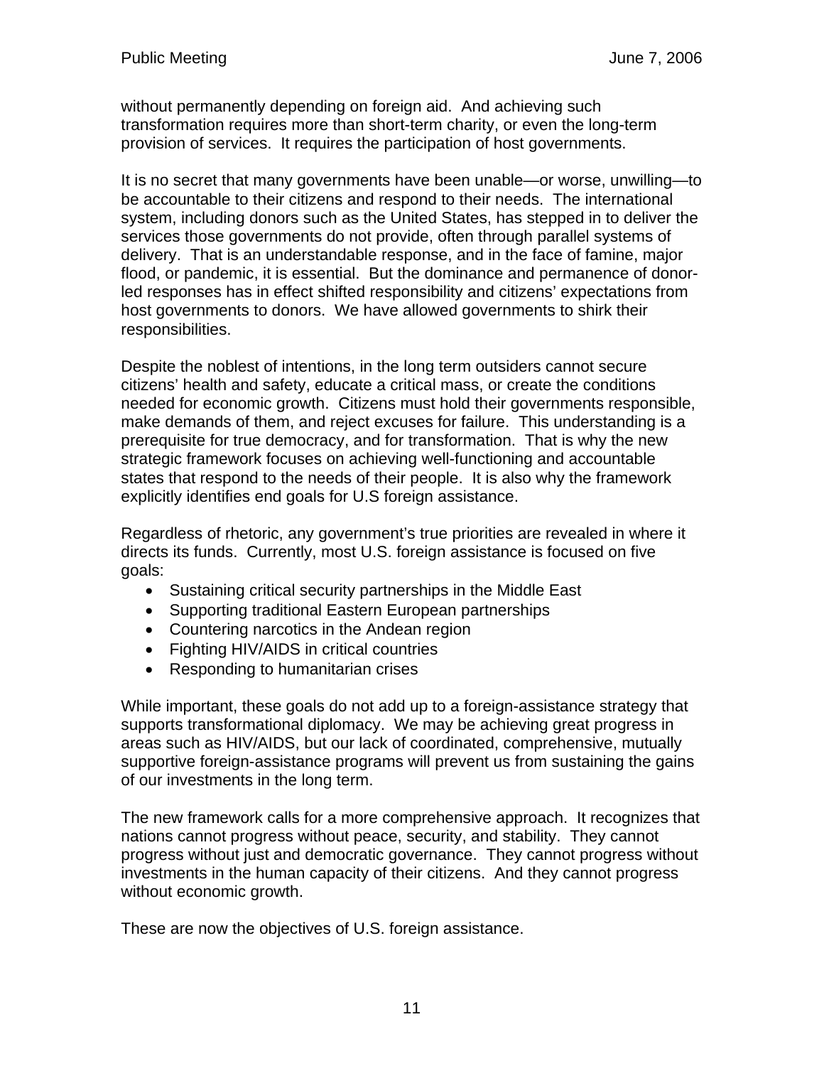without permanently depending on foreign aid. And achieving such transformation requires more than short-term charity, or even the long-term provision of services. It requires the participation of host governments.

It is no secret that many governments have been unable—or worse, unwilling—to be accountable to their citizens and respond to their needs. The international system, including donors such as the United States, has stepped in to deliver the services those governments do not provide, often through parallel systems of delivery. That is an understandable response, and in the face of famine, major flood, or pandemic, it is essential. But the dominance and permanence of donor-led responses has in effect shifted responsibility and citizens' expectations from host governments to donors. We have allowed governments to shirk their responsibilities.

Despite the noblest of intentions, in the long term outsiders cannot secure citizens' health and safety, educate a critical mass, or create the conditions needed for economic growth. Citizens must hold their governments responsible, make demands of them, and reject excuses for failure. This understanding is a prerequisite for true democracy, and for transformation. That is why the new strategic framework focuses on achieving well-functioning and accountable states that respond to the needs of their people. It is also why the framework explicitly identifies end goals for U.S foreign assistance.

Regardless of rhetoric, any government's true priorities are revealed in where it directs its funds. Currently, most U.S. foreign assistance is focused on five goals:

- Sustaining critical security partnerships in the Middle East
- Supporting traditional Eastern European partnerships
- Countering narcotics in the Andean region
- Fighting HIV/AIDS in critical countries
- Responding to humanitarian crises

While important, these goals do not add up to a foreign-assistance strategy that supports transformational diplomacy. We may be achieving great progress in areas such as HIV/AIDS, but our lack of coordinated, comprehensive, mutually supportive foreign-assistance programs will prevent us from sustaining the gains of our investments in the long term.

The new framework calls for a more comprehensive approach. It recognizes that nations cannot progress without peace, security, and stability. They cannot progress without just and democratic governance. They cannot progress without investments in the human capacity of their citizens. And they cannot progress without economic growth.

These are now the objectives of U.S. foreign assistance.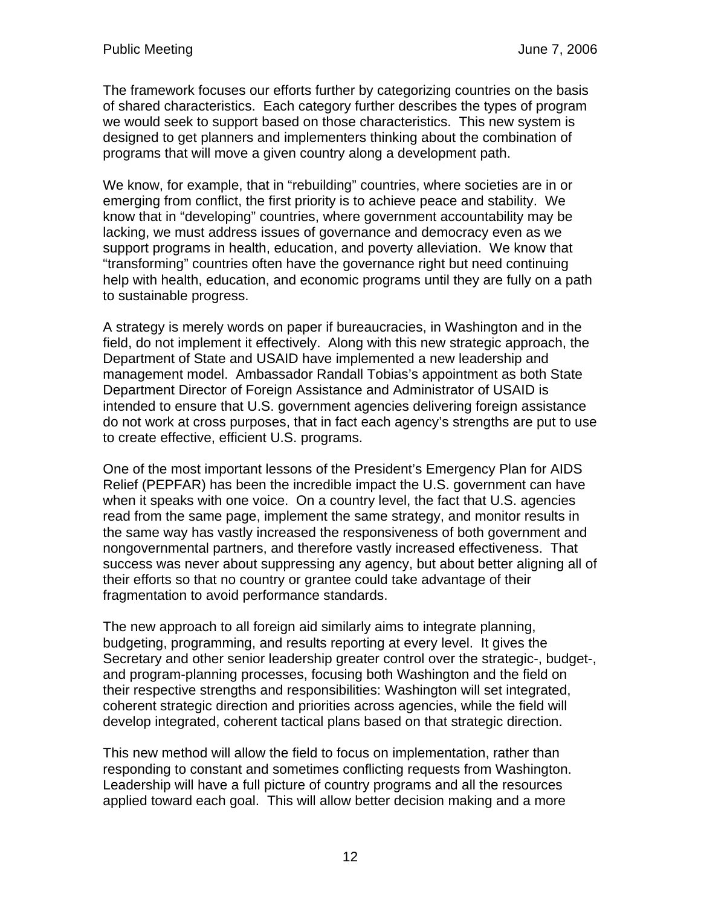The framework focuses our efforts further by categorizing countries on the basis of shared characteristics. Each category further describes the types of program we would seek to support based on those characteristics. This new system is designed to get planners and implementers thinking about the combination of programs that will move a given country along a development path.

We know, for example, that in "rebuilding" countries, where societies are in or emerging from conflict, the first priority is to achieve peace and stability. We know that in "developing" countries, where government accountability may be lacking, we must address issues of governance and democracy even as we support programs in health, education, and poverty alleviation. We know that "transforming" countries often have the governance right but need continuing help with health, education, and economic programs until they are fully on a path to sustainable progress.

A strategy is merely words on paper if bureaucracies, in Washington and in the field, do not implement it effectively. Along with this new strategic approach, the Department of State and USAID have implemented a new leadership and management model. Ambassador Randall Tobias's appointment as both State Department Director of Foreign Assistance and Administrator of USAID is intended to ensure that U.S. government agencies delivering foreign assistance do not work at cross purposes, that in fact each agency's strengths are put to use to create effective, efficient U.S. programs.

One of the most important lessons of the President's Emergency Plan for AIDS Relief (PEPFAR) has been the incredible impact the U.S. government can have when it speaks with one voice. On a country level, the fact that U.S. agencies read from the same page, implement the same strategy, and monitor results in the same way has vastly increased the responsiveness of both government and nongovernmental partners, and therefore vastly increased effectiveness. That success was never about suppressing any agency, but about better aligning all of their efforts so that no country or grantee could take advantage of their fragmentation to avoid performance standards.

The new approach to all foreign aid similarly aims to integrate planning, budgeting, programming, and results reporting at every level. It gives the Secretary and other senior leadership greater control over the strategic-, budget-, and program-planning processes, focusing both Washington and the field on their respective strengths and responsibilities: Washington will set integrated, coherent strategic direction and priorities across agencies, while the field will develop integrated, coherent tactical plans based on that strategic direction.

This new method will allow the field to focus on implementation, rather than responding to constant and sometimes conflicting requests from Washington. Leadership will have a full picture of country programs and all the resources applied toward each goal. This will allow better decision making and a more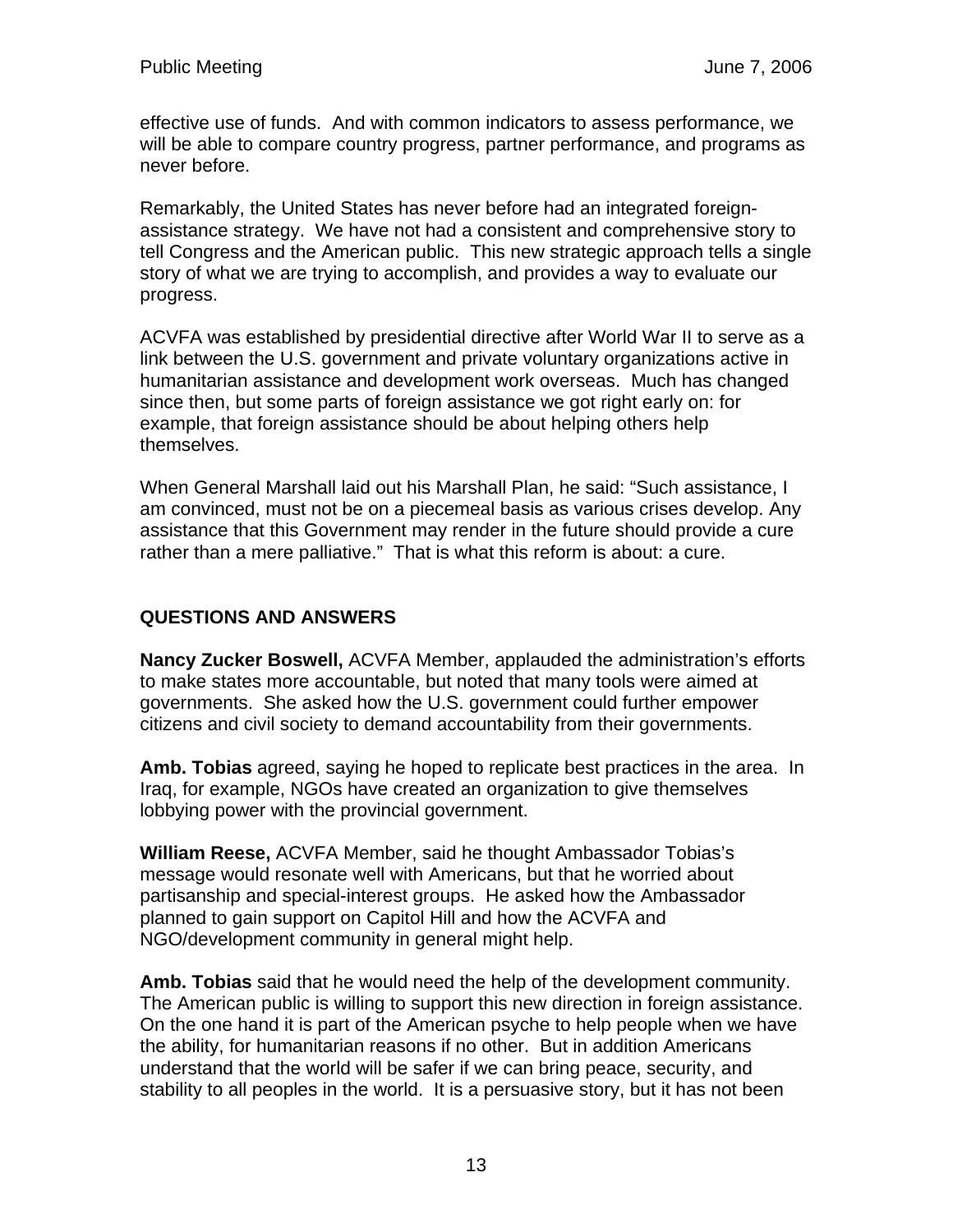effective use of funds. And with common indicators to assess performance, we will be able to compare country progress, partner performance, and programs as never before.

Remarkably, the United States has never before had an integrated foreign-assistance strategy. We have not had a consistent and comprehensive story to tell Congress and the American public. This new strategic approach tells a single story of what we are trying to accomplish, and provides a way to evaluate our progress.

ACVFA was established by presidential directive after World War II to serve as a link between the U.S. government and private voluntary organizations active in humanitarian assistance and development work overseas. Much has changed since then, but some parts of foreign assistance we got right early on: for example, that foreign assistance should be about helping others help themselves.

When General Marshall laid out his Marshall Plan, he said: "Such assistance, I am convinced, must not be on a piecemeal basis as various crises develop. Any assistance that this Government may render in the future should provide a cure rather than a mere palliative." That is what this reform is about: a cure.

## QUESTIONS AND ANSWERS

**Nancy Zucker Boswell,** ACVFA Member, applauded the administration's efforts to make states more accountable, but noted that many tools were aimed at governments. She asked how the U.S. government could further empower citizens and civil society to demand accountability from their governments.

**Amb. Tobias** agreed, saying he hoped to replicate best practices in the area. In Iraq, for example, NGOs have created an organization to give themselves lobbying power with the provincial government.

**William Reese,** ACVFA Member, said he thought Ambassador Tobias's message would resonate well with Americans, but that he worried about partisanship and special-interest groups. He asked how the Ambassador planned to gain support on Capitol Hill and how the ACVFA and NGO/development community in general might help.

**Amb. Tobias** said that he would need the help of the development community. The American public is willing to support this new direction in foreign assistance. On the one hand it is part of the American psyche to help people when we have the ability, for humanitarian reasons if no other. But in addition Americans understand that the world will be safer if we can bring peace, security, and stability to all peoples in the world. It is a persuasive story, but it has not been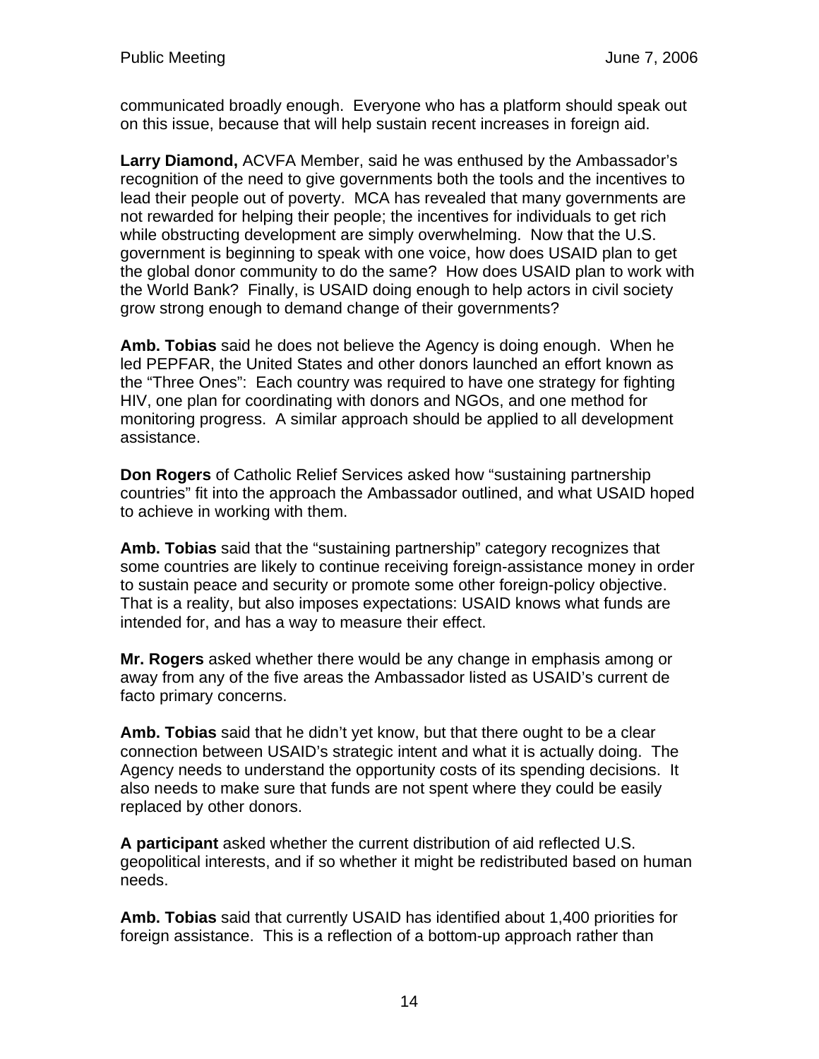communicated broadly enough. Everyone who has a platform should speak out on this issue, because that will help sustain recent increases in foreign aid.

**Larry Diamond,** ACVFA Member, said he was enthused by the Ambassador's recognition of the need to give governments both the tools and the incentives to lead their people out of poverty. MCA has revealed that many governments are not rewarded for helping their people; the incentives for individuals to get rich while obstructing development are simply overwhelming. Now that the U.S. government is beginning to speak with one voice, how does USAID plan to get the global donor community to do the same? How does USAID plan to work with the World Bank? Finally, is USAID doing enough to help actors in civil society grow strong enough to demand change of their governments?

**Amb. Tobias** said he does not believe the Agency is doing enough. When he led PEPFAR, the United States and other donors launched an effort known as the "Three Ones": Each country was required to have one strategy for fighting HIV, one plan for coordinating with donors and NGOs, and one method for monitoring progress. A similar approach should be applied to all development assistance.

**Don Rogers** of Catholic Relief Services asked how "sustaining partnership countries" fit into the approach the Ambassador outlined, and what USAID hoped to achieve in working with them.

**Amb. Tobias** said that the "sustaining partnership" category recognizes that some countries are likely to continue receiving foreign-assistance money in order to sustain peace and security or promote some other foreign-policy objective. That is a reality, but also imposes expectations: USAID knows what funds are intended for, and has a way to measure their effect.

**Mr. Rogers** asked whether there would be any change in emphasis among or away from any of the five areas the Ambassador listed as USAID's current de facto primary concerns.

**Amb. Tobias** said that he didn't yet know, but that there ought to be a clear connection between USAID's strategic intent and what it is actually doing. The Agency needs to understand the opportunity costs of its spending decisions. It also needs to make sure that funds are not spent where they could be easily replaced by other donors.

**A participant** asked whether the current distribution of aid reflected U.S. geopolitical interests, and if so whether it might be redistributed based on human needs.

**Amb. Tobias** said that currently USAID has identified about 1,400 priorities for foreign assistance. This is a reflection of a bottom-up approach rather than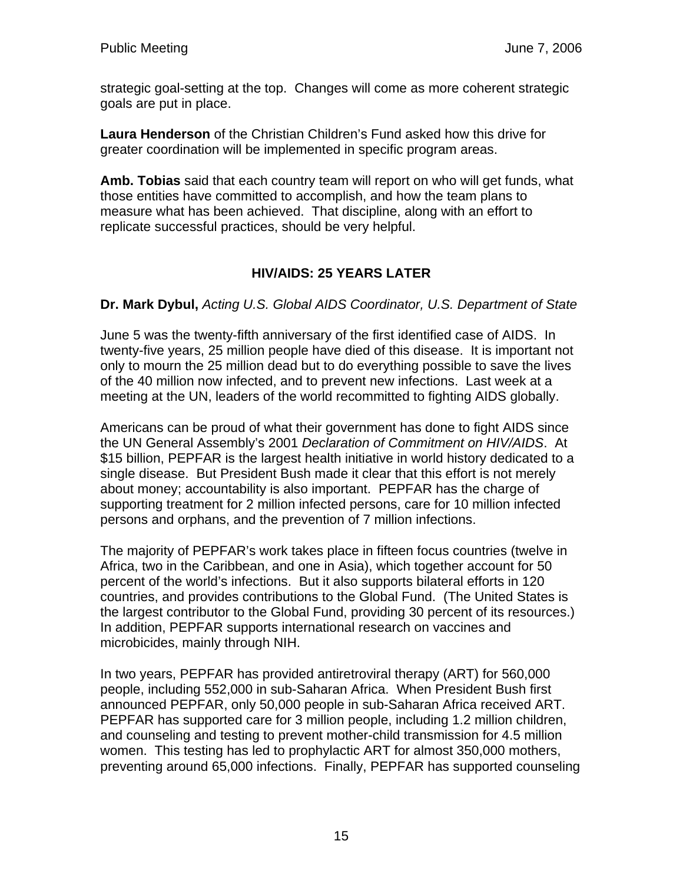strategic goal-setting at the top. Changes will come as more coherent strategic goals are put in place.

**Laura Henderson** of the Christian Children's Fund asked how this drive for greater coordination will be implemented in specific program areas.

**Amb. Tobias** said that each country team will report on who will get funds, what those entities have committed to accomplish, and how the team plans to measure what has been achieved. That discipline, along with an effort to replicate successful practices, should be very helpful.

## HIV/AIDS: 25 YEARS LATER

**Dr. Mark Dybul,** *Acting U.S. Global AIDS Coordinator, U.S. Department of State*

June 5 was the twenty-fifth anniversary of the first identified case of AIDS. In twenty-five years, 25 million people have died of this disease. It is important not only to mourn the 25 million dead but to do everything possible to save the lives of the 40 million now infected, and to prevent new infections. Last week at a meeting at the UN, leaders of the world recommitted to fighting AIDS globally.

Americans can be proud of what their government has done to fight AIDS since the UN General Assembly's 2001 *Declaration of Commitment on HIV/AIDS*. At $15 billion, PEPFAR is the largest health initiative in world history dedicated to a single disease. But President Bush made it clear that this effort is not merely about money; accountability is also important. PEPFAR has the charge of supporting treatment for 2 million infected persons, care for 10 million infected persons and orphans, and the prevention of 7 million infections.

The majority of PEPFAR's work takes place in fifteen focus countries (twelve in Africa, two in the Caribbean, and one in Asia), which together account for 50 percent of the world's infections. But it also supports bilateral efforts in 120 countries, and provides contributions to the Global Fund. (The United States is the largest contributor to the Global Fund, providing 30 percent of its resources.) In addition, PEPFAR supports international research on vaccines and microbicides, mainly through NIH.

In two years, PEPFAR has provided antiretroviral therapy (ART) for 560,000 people, including 552,000 in sub-Saharan Africa. When President Bush first announced PEPFAR, only 50,000 people in sub-Saharan Africa received ART. PEPFAR has supported care for 3 million people, including 1.2 million children, and counseling and testing to prevent mother-child transmission for 4.5 million women. This testing has led to prophylactic ART for almost 350,000 mothers, preventing around 65,000 infections. Finally, PEPFAR has supported counseling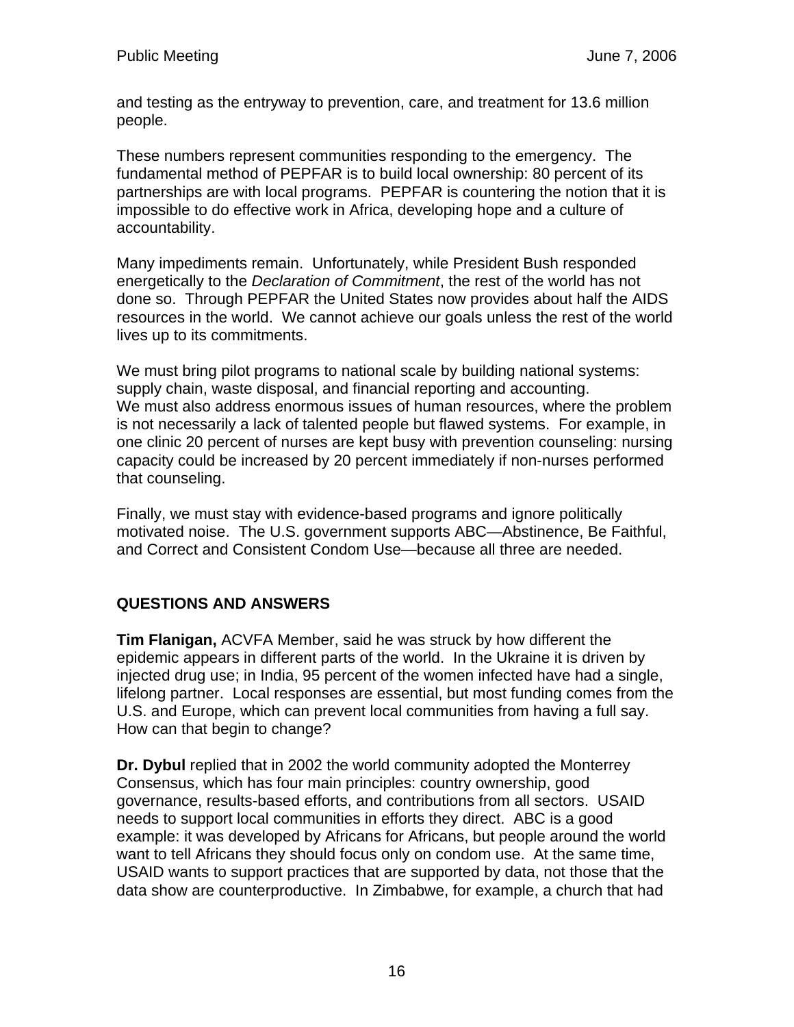and testing as the entryway to prevention, care, and treatment for 13.6 million people.

These numbers represent communities responding to the emergency. The fundamental method of PEPFAR is to build local ownership: 80 percent of its partnerships are with local programs. PEPFAR is countering the notion that it is impossible to do effective work in Africa, developing hope and a culture of accountability.

Many impediments remain. Unfortunately, while President Bush responded energetically to the *Declaration of Commitment*, the rest of the world has not done so. Through PEPFAR the United States now provides about half the AIDS resources in the world. We cannot achieve our goals unless the rest of the world lives up to its commitments.

We must bring pilot programs to national scale by building national systems: supply chain, waste disposal, and financial reporting and accounting.
We must also address enormous issues of human resources, where the problem is not necessarily a lack of talented people but flawed systems. For example, in one clinic 20 percent of nurses are kept busy with prevention counseling: nursing capacity could be increased by 20 percent immediately if non-nurses performed that counseling.

Finally, we must stay with evidence-based programs and ignore politically motivated noise. The U.S. government supports ABC—Abstinence, Be Faithful, and Correct and Consistent Condom Use—because all three are needed.

## QUESTIONS AND ANSWERS

**Tim Flanigan,** ACVFA Member, said he was struck by how different the epidemic appears in different parts of the world. In the Ukraine it is driven by injected drug use; in India, 95 percent of the women infected have had a single, lifelong partner. Local responses are essential, but most funding comes from the U.S. and Europe, which can prevent local communities from having a full say. How can that begin to change?

**Dr. Dybul** replied that in 2002 the world community adopted the Monterrey Consensus, which has four main principles: country ownership, good governance, results-based efforts, and contributions from all sectors. USAID needs to support local communities in efforts they direct. ABC is a good example: it was developed by Africans for Africans, but people around the world want to tell Africans they should focus only on condom use. At the same time, USAID wants to support practices that are supported by data, not those that the data show are counterproductive. In Zimbabwe, for example, a church that had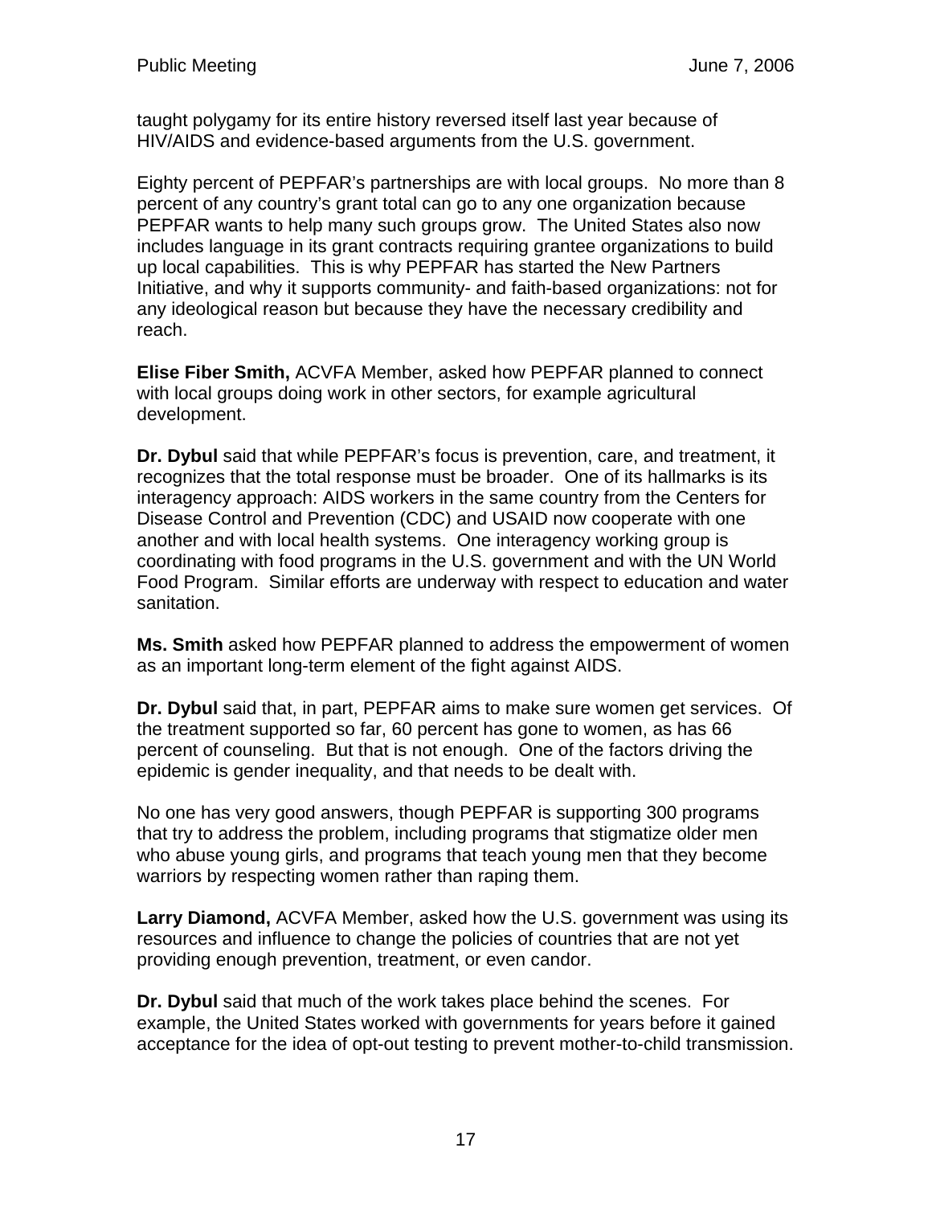taught polygamy for its entire history reversed itself last year because of HIV/AIDS and evidence-based arguments from the U.S. government.

Eighty percent of PEPFAR's partnerships are with local groups. No more than 8 percent of any country's grant total can go to any one organization because PEPFAR wants to help many such groups grow. The United States also now includes language in its grant contracts requiring grantee organizations to build up local capabilities. This is why PEPFAR has started the New Partners Initiative, and why it supports community- and faith-based organizations: not for any ideological reason but because they have the necessary credibility and reach.

**Elise Fiber Smith,** ACVFA Member, asked how PEPFAR planned to connect with local groups doing work in other sectors, for example agricultural development.

**Dr. Dybul** said that while PEPFAR's focus is prevention, care, and treatment, it recognizes that the total response must be broader. One of its hallmarks is its interagency approach: AIDS workers in the same country from the Centers for Disease Control and Prevention (CDC) and USAID now cooperate with one another and with local health systems. One interagency working group is coordinating with food programs in the U.S. government and with the UN World Food Program. Similar efforts are underway with respect to education and water sanitation.

**Ms. Smith** asked how PEPFAR planned to address the empowerment of women as an important long-term element of the fight against AIDS.

**Dr. Dybul** said that, in part, PEPFAR aims to make sure women get services. Of the treatment supported so far, 60 percent has gone to women, as has 66 percent of counseling. But that is not enough. One of the factors driving the epidemic is gender inequality, and that needs to be dealt with.

No one has very good answers, though PEPFAR is supporting 300 programs that try to address the problem, including programs that stigmatize older men who abuse young girls, and programs that teach young men that they become warriors by respecting women rather than raping them.

**Larry Diamond,** ACVFA Member, asked how the U.S. government was using its resources and influence to change the policies of countries that are not yet providing enough prevention, treatment, or even candor.

**Dr. Dybul** said that much of the work takes place behind the scenes. For example, the United States worked with governments for years before it gained acceptance for the idea of opt-out testing to prevent mother-to-child transmission.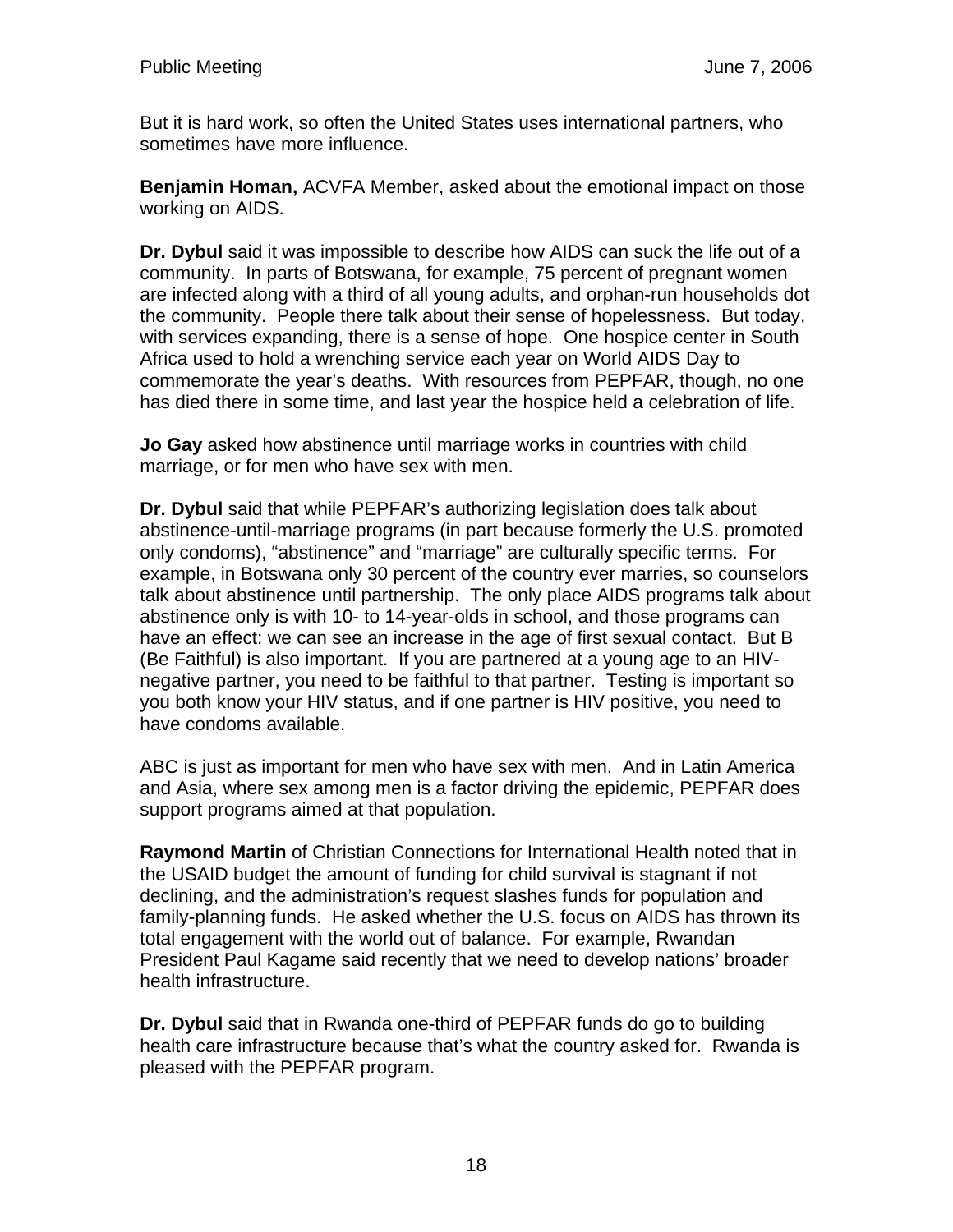But it is hard work, so often the United States uses international partners, who sometimes have more influence.

**Benjamin Homan,** ACVFA Member, asked about the emotional impact on those working on AIDS.

**Dr. Dybul** said it was impossible to describe how AIDS can suck the life out of a community. In parts of Botswana, for example, 75 percent of pregnant women are infected along with a third of all young adults, and orphan-run households dot the community. People there talk about their sense of hopelessness. But today, with services expanding, there is a sense of hope. One hospice center in South Africa used to hold a wrenching service each year on World AIDS Day to commemorate the year's deaths. With resources from PEPFAR, though, no one has died there in some time, and last year the hospice held a celebration of life.

**Jo Gay** asked how abstinence until marriage works in countries with child marriage, or for men who have sex with men.

**Dr. Dybul** said that while PEPFAR's authorizing legislation does talk about abstinence-until-marriage programs (in part because formerly the U.S. promoted only condoms), "abstinence" and "marriage" are culturally specific terms. For example, in Botswana only 30 percent of the country ever marries, so counselors talk about abstinence until partnership. The only place AIDS programs talk about abstinence only is with 10- to 14-year-olds in school, and those programs can have an effect: we can see an increase in the age of first sexual contact. But B (Be Faithful) is also important. If you are partnered at a young age to an HIV-negative partner, you need to be faithful to that partner. Testing is important so you both know your HIV status, and if one partner is HIV positive, you need to have condoms available.

ABC is just as important for men who have sex with men. And in Latin America and Asia, where sex among men is a factor driving the epidemic, PEPFAR does support programs aimed at that population.

**Raymond Martin** of Christian Connections for International Health noted that in the USAID budget the amount of funding for child survival is stagnant if not declining, and the administration's request slashes funds for population and family-planning funds. He asked whether the U.S. focus on AIDS has thrown its total engagement with the world out of balance. For example, Rwandan President Paul Kagame said recently that we need to develop nations' broader health infrastructure.

**Dr. Dybul** said that in Rwanda one-third of PEPFAR funds do go to building health care infrastructure because that's what the country asked for. Rwanda is pleased with the PEPFAR program.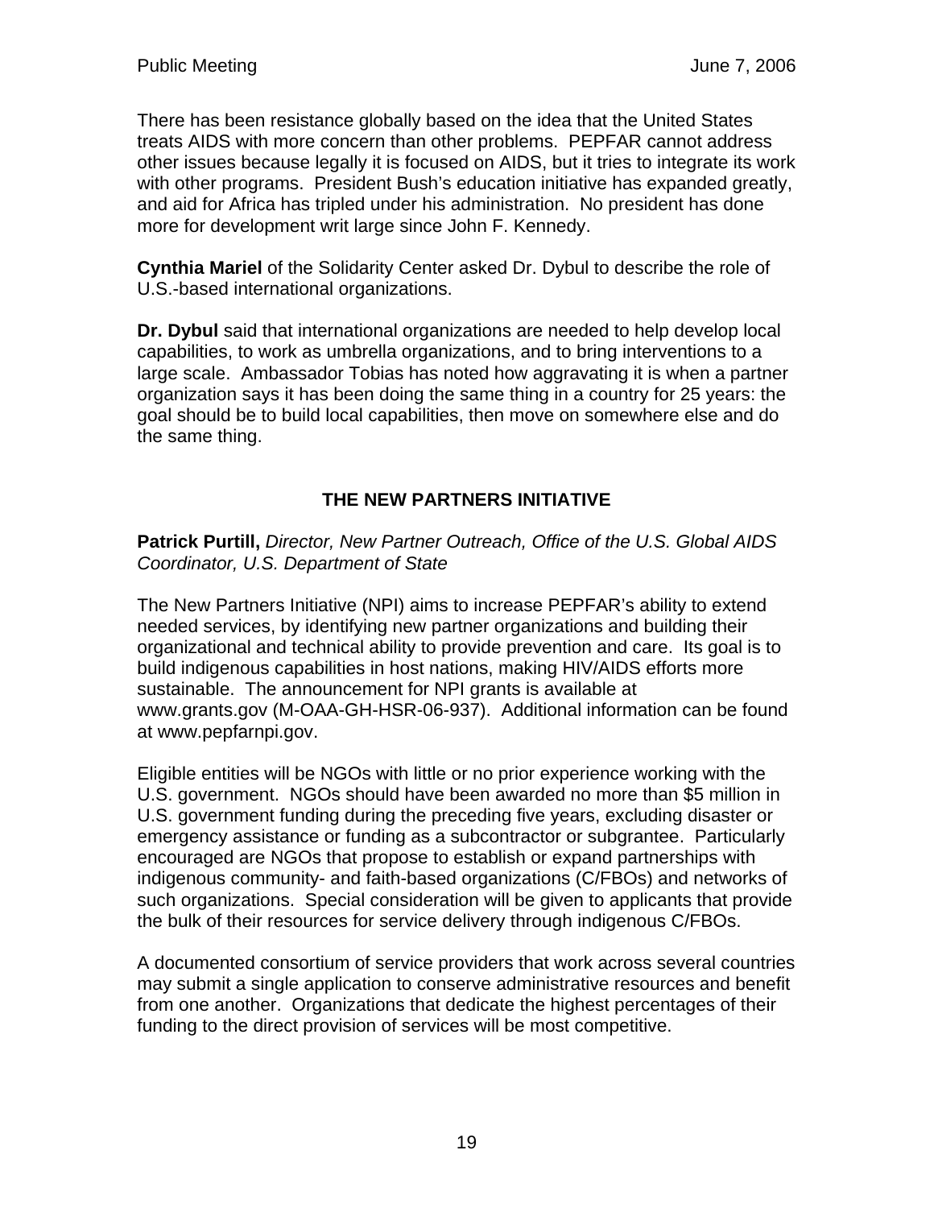There has been resistance globally based on the idea that the United States treats AIDS with more concern than other problems. PEPFAR cannot address other issues because legally it is focused on AIDS, but it tries to integrate its work with other programs. President Bush's education initiative has expanded greatly, and aid for Africa has tripled under his administration. No president has done more for development writ large since John F. Kennedy.

**Cynthia Mariel** of the Solidarity Center asked Dr. Dybul to describe the role of U.S.-based international organizations.

**Dr. Dybul** said that international organizations are needed to help develop local capabilities, to work as umbrella organizations, and to bring interventions to a large scale. Ambassador Tobias has noted how aggravating it is when a partner organization says it has been doing the same thing in a country for 25 years: the goal should be to build local capabilities, then move on somewhere else and do the same thing.

## THE NEW PARTNERS INITIATIVE

**Patrick Purtill,** *Director, New Partner Outreach, Office of the U.S. Global AIDS Coordinator, U.S. Department of State*

The New Partners Initiative (NPI) aims to increase PEPFAR's ability to extend needed services, by identifying new partner organizations and building their organizational and technical ability to provide prevention and care. Its goal is to build indigenous capabilities in host nations, making HIV/AIDS efforts more sustainable. The announcement for NPI grants is available at www.grants.gov (M-OAA-GH-HSR-06-937). Additional information can be found at www.pepfarnpi.gov.

Eligible entities will be NGOs with little or no prior experience working with the U.S. government. NGOs should have been awarded no more than $5 million in U.S. government funding during the preceding five years, excluding disaster or emergency assistance or funding as a subcontractor or subgrantee. Particularly encouraged are NGOs that propose to establish or expand partnerships with indigenous community- and faith-based organizations (C/FBOs) and networks of such organizations. Special consideration will be given to applicants that provide the bulk of their resources for service delivery through indigenous C/FBOs.

A documented consortium of service providers that work across several countries may submit a single application to conserve administrative resources and benefit from one another. Organizations that dedicate the highest percentages of their funding to the direct provision of services will be most competitive.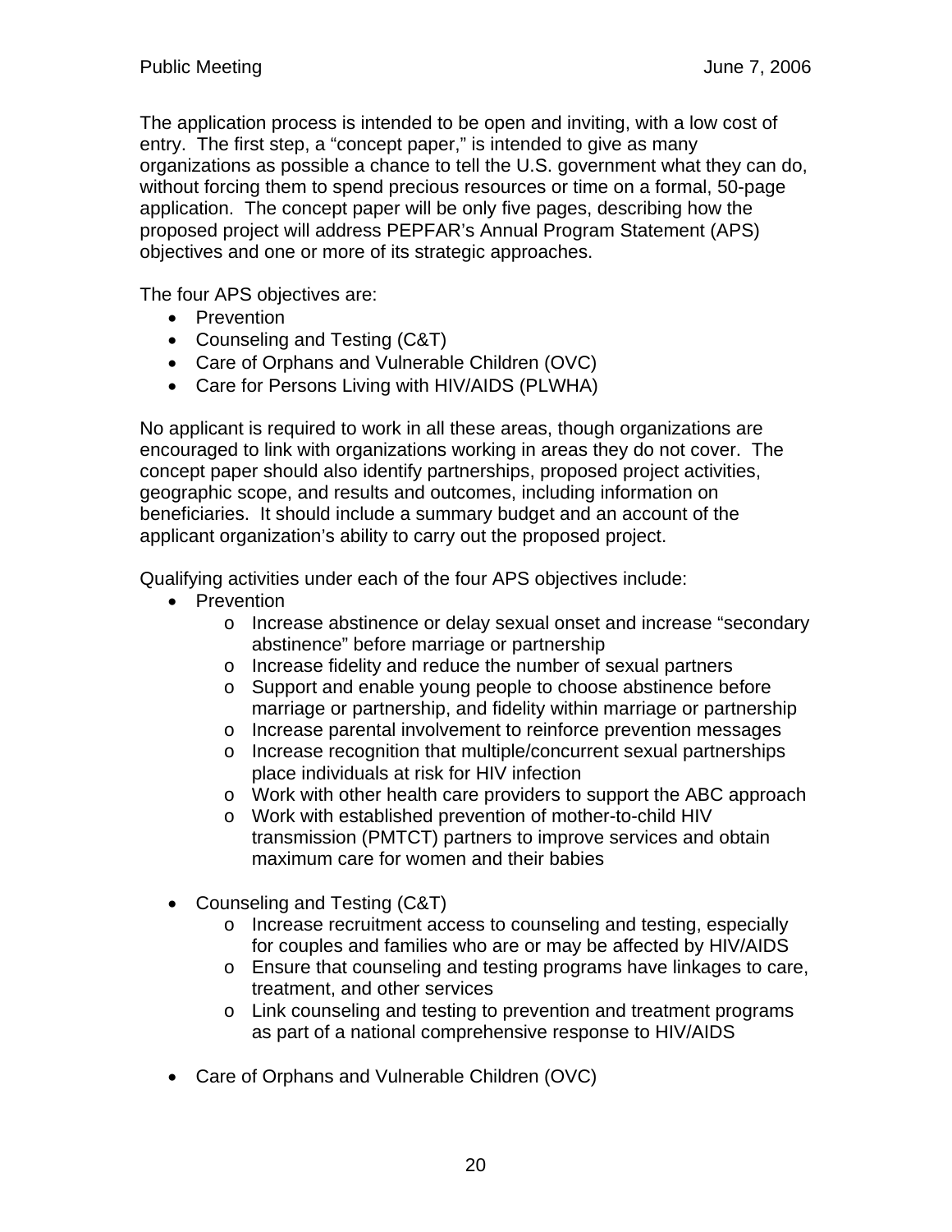The application process is intended to be open and inviting, with a low cost of entry. The first step, a "concept paper," is intended to give as many organizations as possible a chance to tell the U.S. government what they can do, without forcing them to spend precious resources or time on a formal, 50-page application. The concept paper will be only five pages, describing how the proposed project will address PEPFAR's Annual Program Statement (APS) objectives and one or more of its strategic approaches.

The four APS objectives are:

- Prevention
- Counseling and Testing (C&T)
- Care of Orphans and Vulnerable Children (OVC)
- Care for Persons Living with HIV/AIDS (PLWHA)

No applicant is required to work in all these areas, though organizations are encouraged to link with organizations working in areas they do not cover. The concept paper should also identify partnerships, proposed project activities, geographic scope, and results and outcomes, including information on beneficiaries. It should include a summary budget and an account of the applicant organization's ability to carry out the proposed project.

Qualifying activities under each of the four APS objectives include:

- Prevention
  - Increase abstinence or delay sexual onset and increase "secondary abstinence" before marriage or partnership
  - Increase fidelity and reduce the number of sexual partners
  - Support and enable young people to choose abstinence before marriage or partnership, and fidelity within marriage or partnership
  - Increase parental involvement to reinforce prevention messages
  - Increase recognition that multiple/concurrent sexual partnerships place individuals at risk for HIV infection
  - Work with other health care providers to support the ABC approach
  - Work with established prevention of mother-to-child HIV transmission (PMTCT) partners to improve services and obtain maximum care for women and their babies

- Counseling and Testing (C&T)
  - Increase recruitment access to counseling and testing, especially for couples and families who are or may be affected by HIV/AIDS
  - Ensure that counseling and testing programs have linkages to care, treatment, and other services
  - Link counseling and testing to prevention and treatment programs as part of a national comprehensive response to HIV/AIDS

- Care of Orphans and Vulnerable Children (OVC)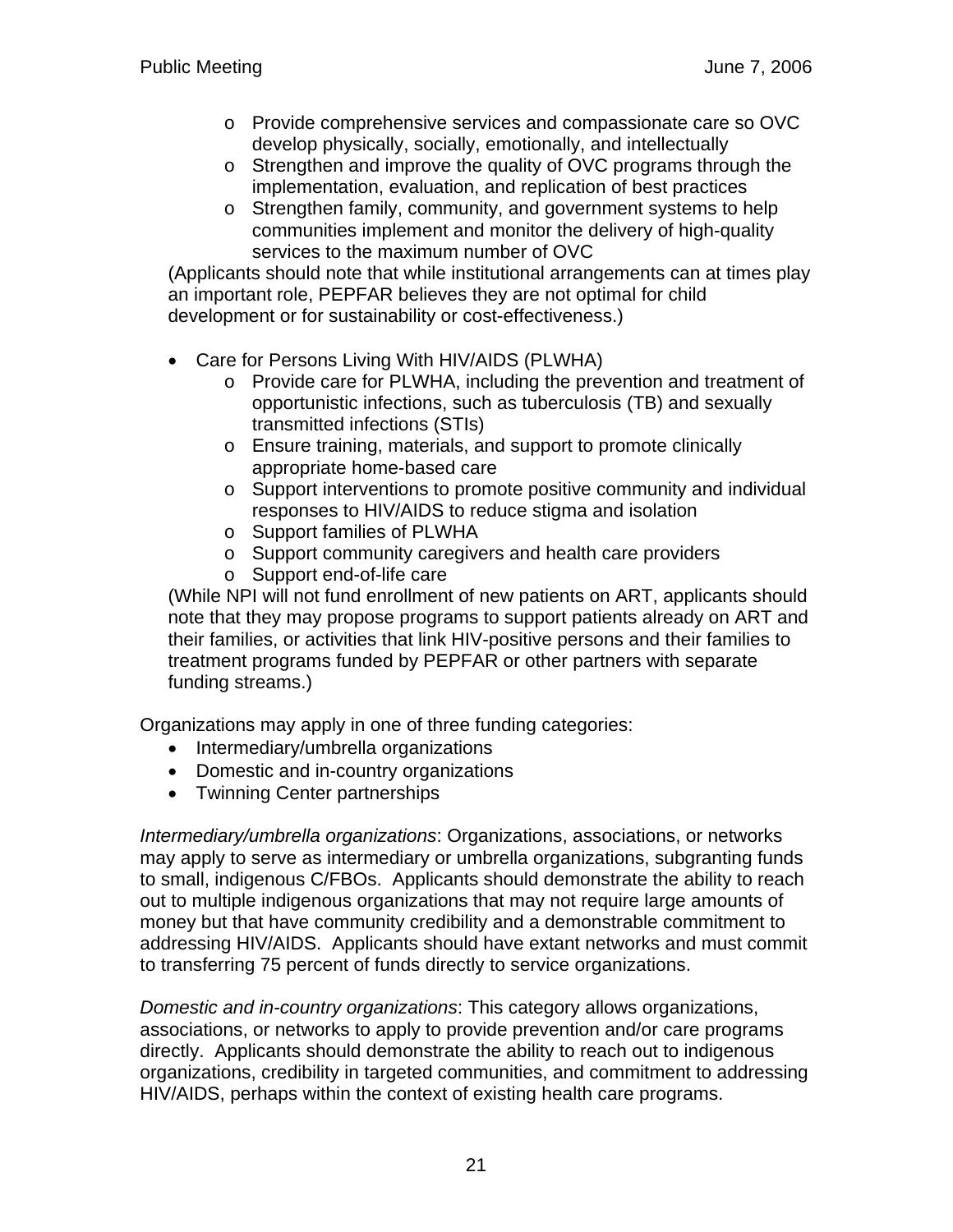- Provide comprehensive services and compassionate care so OVC develop physically, socially, emotionally, and intellectually
  - Strengthen and improve the quality of OVC programs through the implementation, evaluation, and replication of best practices
  - Strengthen family, community, and government systems to help communities implement and monitor the delivery of high-quality services to the maximum number of OVC

  (Applicants should note that while institutional arrangements can at times play an important role, PEPFAR believes they are not optimal for child development or for sustainability or cost-effectiveness.)

- Care for Persons Living With HIV/AIDS (PLWHA)
  - Provide care for PLWHA, including the prevention and treatment of opportunistic infections, such as tuberculosis (TB) and sexually transmitted infections (STIs)
  - Ensure training, materials, and support to promote clinically appropriate home-based care
  - Support interventions to promote positive community and individual responses to HIV/AIDS to reduce stigma and isolation
  - Support families of PLWHA
  - Support community caregivers and health care providers
  - Support end-of-life care

  (While NPI will not fund enrollment of new patients on ART, applicants should note that they may propose programs to support patients already on ART and their families, or activities that link HIV-positive persons and their families to treatment programs funded by PEPFAR or other partners with separate funding streams.)

Organizations may apply in one of three funding categories:

- Intermediary/umbrella organizations
- Domestic and in-country organizations
- Twinning Center partnerships

*Intermediary/umbrella organizations*: Organizations, associations, or networks may apply to serve as intermediary or umbrella organizations, subgranting funds to small, indigenous C/FBOs. Applicants should demonstrate the ability to reach out to multiple indigenous organizations that may not require large amounts of money but that have community credibility and a demonstrable commitment to addressing HIV/AIDS. Applicants should have extant networks and must commit to transferring 75 percent of funds directly to service organizations.

*Domestic and in-country organizations*: This category allows organizations, associations, or networks to apply to provide prevention and/or care programs directly. Applicants should demonstrate the ability to reach out to indigenous organizations, credibility in targeted communities, and commitment to addressing HIV/AIDS, perhaps within the context of existing health care programs.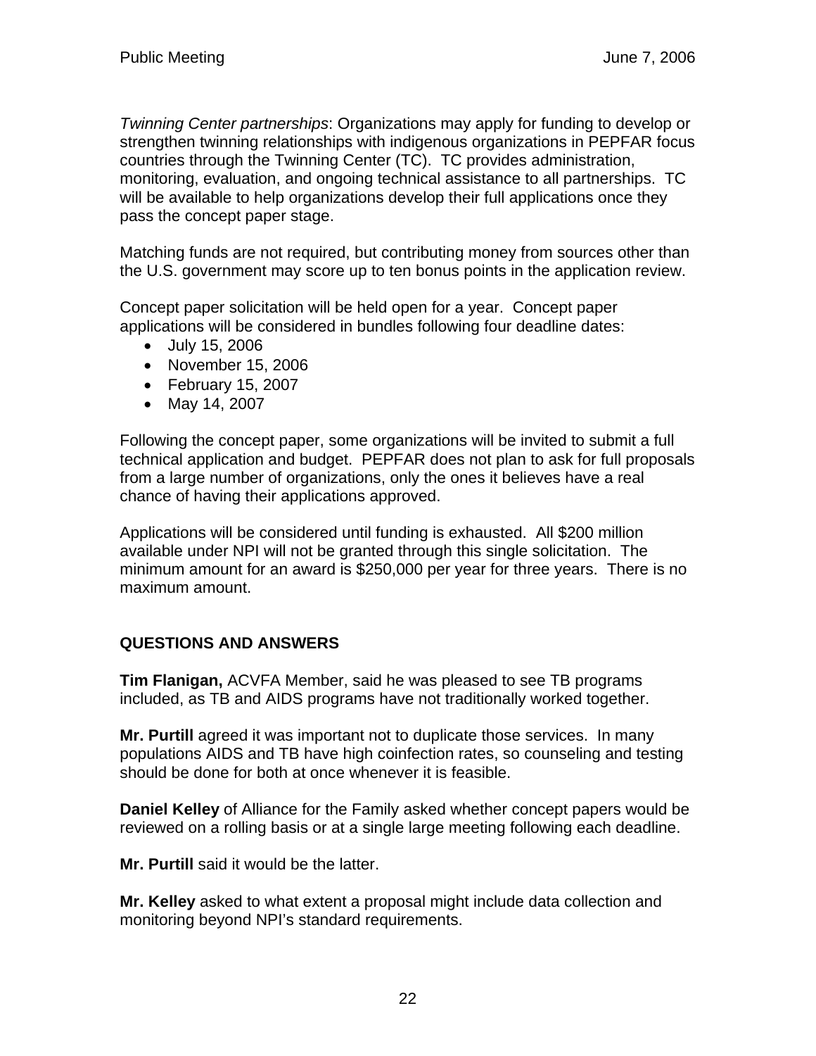*Twinning Center partnerships*: Organizations may apply for funding to develop or strengthen twinning relationships with indigenous organizations in PEPFAR focus countries through the Twinning Center (TC). TC provides administration, monitoring, evaluation, and ongoing technical assistance to all partnerships. TC will be available to help organizations develop their full applications once they pass the concept paper stage.

Matching funds are not required, but contributing money from sources other than the U.S. government may score up to ten bonus points in the application review.

Concept paper solicitation will be held open for a year. Concept paper applications will be considered in bundles following four deadline dates:

- July 15, 2006
- November 15, 2006
- February 15, 2007
- May 14, 2007

Following the concept paper, some organizations will be invited to submit a full technical application and budget. PEPFAR does not plan to ask for full proposals from a large number of organizations, only the ones it believes have a real chance of having their applications approved.

Applications will be considered until funding is exhausted. All $200 million available under NPI will not be granted through this single solicitation. The minimum amount for an award is $250,000 per year for three years. There is no maximum amount.

## QUESTIONS AND ANSWERS

**Tim Flanigan,** ACVFA Member, said he was pleased to see TB programs included, as TB and AIDS programs have not traditionally worked together.

**Mr. Purtill** agreed it was important not to duplicate those services. In many populations AIDS and TB have high coinfection rates, so counseling and testing should be done for both at once whenever it is feasible.

**Daniel Kelley** of Alliance for the Family asked whether concept papers would be reviewed on a rolling basis or at a single large meeting following each deadline.

**Mr. Purtill** said it would be the latter.

**Mr. Kelley** asked to what extent a proposal might include data collection and monitoring beyond NPI's standard requirements.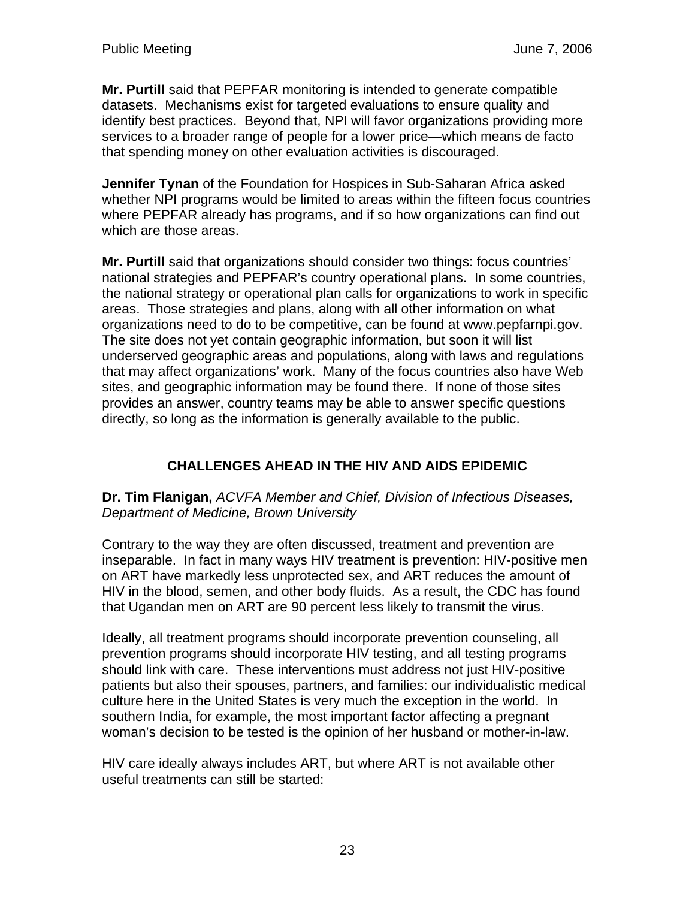**Mr. Purtill** said that PEPFAR monitoring is intended to generate compatible datasets. Mechanisms exist for targeted evaluations to ensure quality and identify best practices. Beyond that, NPI will favor organizations providing more services to a broader range of people for a lower price—which means de facto that spending money on other evaluation activities is discouraged.

**Jennifer Tynan** of the Foundation for Hospices in Sub-Saharan Africa asked whether NPI programs would be limited to areas within the fifteen focus countries where PEPFAR already has programs, and if so how organizations can find out which are those areas.

**Mr. Purtill** said that organizations should consider two things: focus countries' national strategies and PEPFAR's country operational plans. In some countries, the national strategy or operational plan calls for organizations to work in specific areas. Those strategies and plans, along with all other information on what organizations need to do to be competitive, can be found at www.pepfarnpi.gov. The site does not yet contain geographic information, but soon it will list underserved geographic areas and populations, along with laws and regulations that may affect organizations' work. Many of the focus countries also have Web sites, and geographic information may be found there. If none of those sites provides an answer, country teams may be able to answer specific questions directly, so long as the information is generally available to the public.

## CHALLENGES AHEAD IN THE HIV AND AIDS EPIDEMIC

**Dr. Tim Flanigan,** *ACVFA Member and Chief, Division of Infectious Diseases, Department of Medicine, Brown University*

Contrary to the way they are often discussed, treatment and prevention are inseparable. In fact in many ways HIV treatment is prevention: HIV-positive men on ART have markedly less unprotected sex, and ART reduces the amount of HIV in the blood, semen, and other body fluids. As a result, the CDC has found that Ugandan men on ART are 90 percent less likely to transmit the virus.

Ideally, all treatment programs should incorporate prevention counseling, all prevention programs should incorporate HIV testing, and all testing programs should link with care. These interventions must address not just HIV-positive patients but also their spouses, partners, and families: our individualistic medical culture here in the United States is very much the exception in the world. In southern India, for example, the most important factor affecting a pregnant woman's decision to be tested is the opinion of her husband or mother-in-law.

HIV care ideally always includes ART, but where ART is not available other useful treatments can still be started: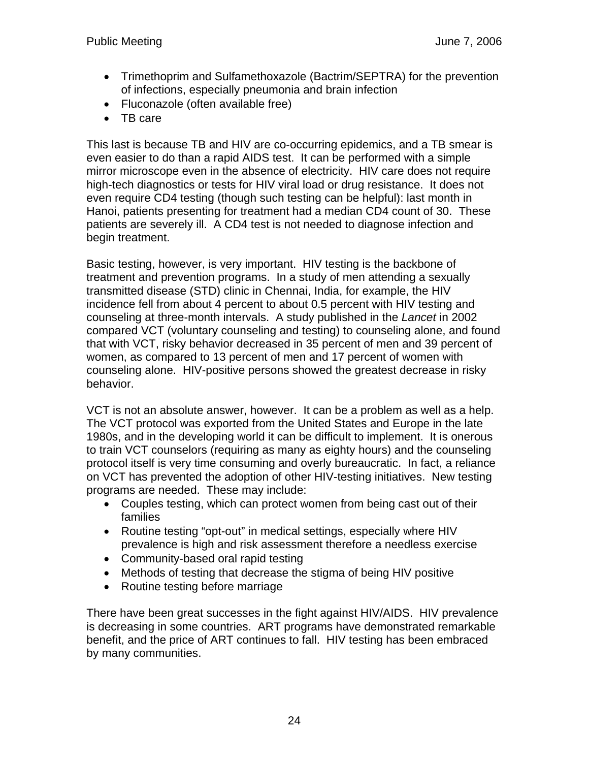- Trimethoprim and Sulfamethoxazole (Bactrim/SEPTRA) for the prevention of infections, especially pneumonia and brain infection
- Fluconazole (often available free)
- TB care

This last is because TB and HIV are co-occurring epidemics, and a TB smear is even easier to do than a rapid AIDS test. It can be performed with a simple mirror microscope even in the absence of electricity. HIV care does not require high-tech diagnostics or tests for HIV viral load or drug resistance. It does not even require CD4 testing (though such testing can be helpful): last month in Hanoi, patients presenting for treatment had a median CD4 count of 30. These patients are severely ill. A CD4 test is not needed to diagnose infection and begin treatment.

Basic testing, however, is very important. HIV testing is the backbone of treatment and prevention programs. In a study of men attending a sexually transmitted disease (STD) clinic in Chennai, India, for example, the HIV incidence fell from about 4 percent to about 0.5 percent with HIV testing and counseling at three-month intervals. A study published in the *Lancet* in 2002 compared VCT (voluntary counseling and testing) to counseling alone, and found that with VCT, risky behavior decreased in 35 percent of men and 39 percent of women, as compared to 13 percent of men and 17 percent of women with counseling alone. HIV-positive persons showed the greatest decrease in risky behavior.

VCT is not an absolute answer, however. It can be a problem as well as a help. The VCT protocol was exported from the United States and Europe in the late 1980s, and in the developing world it can be difficult to implement. It is onerous to train VCT counselors (requiring as many as eighty hours) and the counseling protocol itself is very time consuming and overly bureaucratic. In fact, a reliance on VCT has prevented the adoption of other HIV-testing initiatives. New testing programs are needed. These may include:

- Couples testing, which can protect women from being cast out of their families
- Routine testing "opt-out" in medical settings, especially where HIV prevalence is high and risk assessment therefore a needless exercise
- Community-based oral rapid testing
- Methods of testing that decrease the stigma of being HIV positive
- Routine testing before marriage

There have been great successes in the fight against HIV/AIDS. HIV prevalence is decreasing in some countries. ART programs have demonstrated remarkable benefit, and the price of ART continues to fall. HIV testing has been embraced by many communities.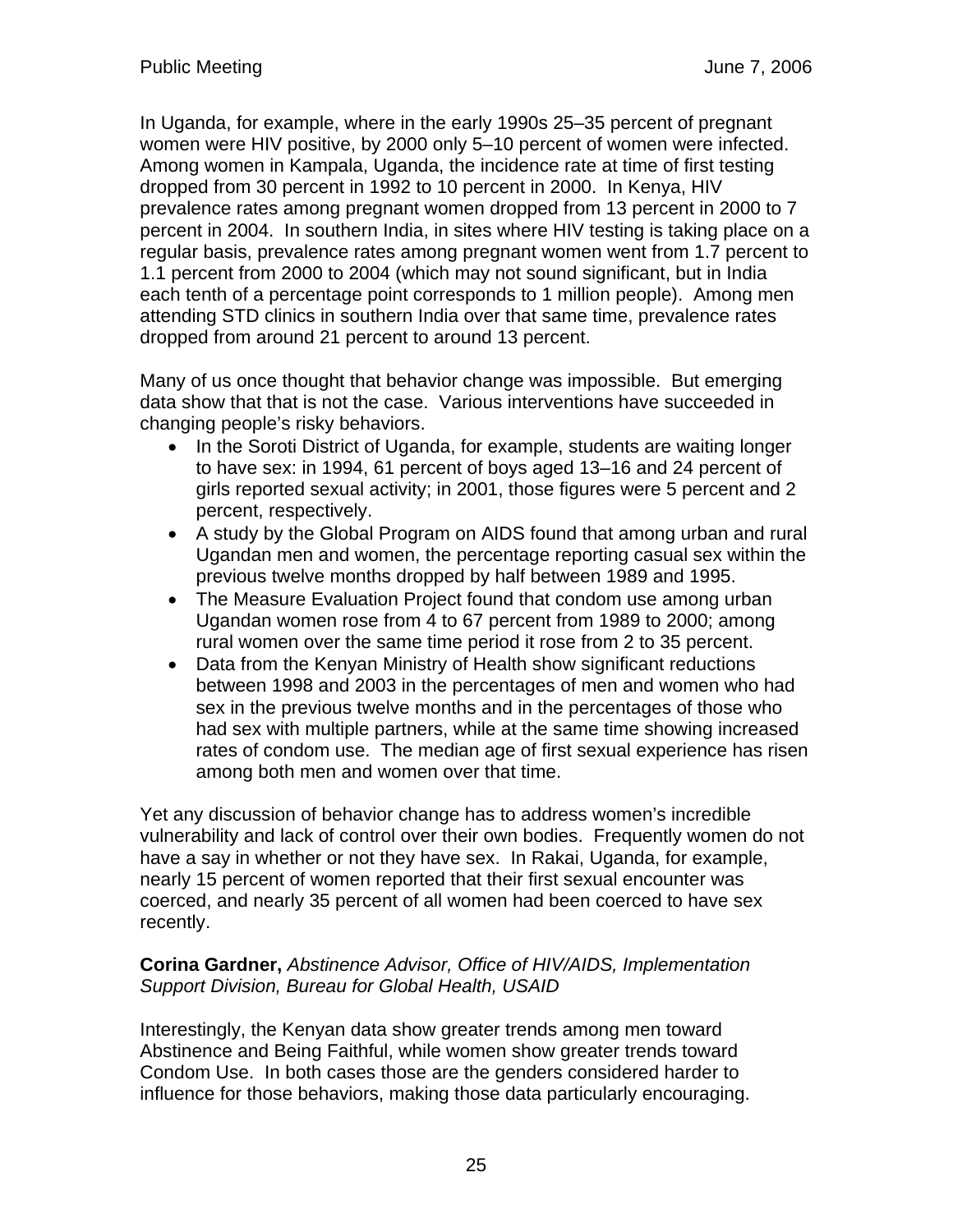In Uganda, for example, where in the early 1990s 25–35 percent of pregnant women were HIV positive, by 2000 only 5–10 percent of women were infected. Among women in Kampala, Uganda, the incidence rate at time of first testing dropped from 30 percent in 1992 to 10 percent in 2000. In Kenya, HIV prevalence rates among pregnant women dropped from 13 percent in 2000 to 7 percent in 2004. In southern India, in sites where HIV testing is taking place on a regular basis, prevalence rates among pregnant women went from 1.7 percent to 1.1 percent from 2000 to 2004 (which may not sound significant, but in India each tenth of a percentage point corresponds to 1 million people). Among men attending STD clinics in southern India over that same time, prevalence rates dropped from around 21 percent to around 13 percent.

Many of us once thought that behavior change was impossible. But emerging data show that that is not the case. Various interventions have succeeded in changing people's risky behaviors.

- In the Soroti District of Uganda, for example, students are waiting longer to have sex: in 1994, 61 percent of boys aged 13–16 and 24 percent of girls reported sexual activity; in 2001, those figures were 5 percent and 2 percent, respectively.
- A study by the Global Program on AIDS found that among urban and rural Ugandan men and women, the percentage reporting casual sex within the previous twelve months dropped by half between 1989 and 1995.
- The Measure Evaluation Project found that condom use among urban Ugandan women rose from 4 to 67 percent from 1989 to 2000; among rural women over the same time period it rose from 2 to 35 percent.
- Data from the Kenyan Ministry of Health show significant reductions between 1998 and 2003 in the percentages of men and women who had sex in the previous twelve months and in the percentages of those who had sex with multiple partners, while at the same time showing increased rates of condom use. The median age of first sexual experience has risen among both men and women over that time.

Yet any discussion of behavior change has to address women's incredible vulnerability and lack of control over their own bodies. Frequently women do not have a say in whether or not they have sex. In Rakai, Uganda, for example, nearly 15 percent of women reported that their first sexual encounter was coerced, and nearly 35 percent of all women had been coerced to have sex recently.

**Corina Gardner,** *Abstinence Advisor, Office of HIV/AIDS, Implementation Support Division, Bureau for Global Health, USAID*

Interestingly, the Kenyan data show greater trends among men toward Abstinence and Being Faithful, while women show greater trends toward Condom Use. In both cases those are the genders considered harder to influence for those behaviors, making those data particularly encouraging.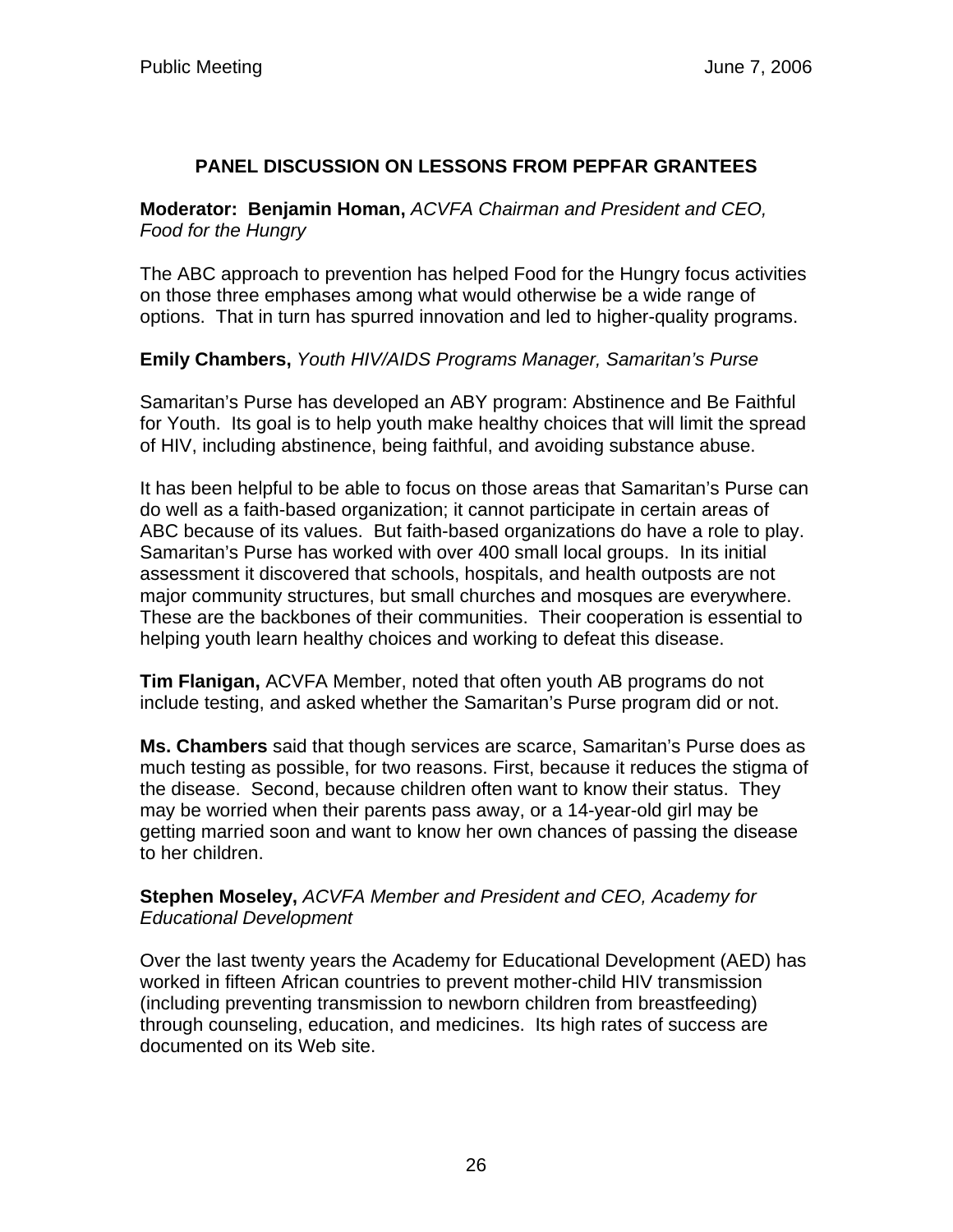## PANEL DISCUSSION ON LESSONS FROM PEPFAR GRANTEES

**Moderator: Benjamin Homan,** *ACVFA Chairman and President and CEO, Food for the Hungry*

The ABC approach to prevention has helped Food for the Hungry focus activities on those three emphases among what would otherwise be a wide range of options. That in turn has spurred innovation and led to higher-quality programs.

**Emily Chambers,** *Youth HIV/AIDS Programs Manager, Samaritan's Purse*

Samaritan's Purse has developed an ABY program: Abstinence and Be Faithful for Youth. Its goal is to help youth make healthy choices that will limit the spread of HIV, including abstinence, being faithful, and avoiding substance abuse.

It has been helpful to be able to focus on those areas that Samaritan's Purse can do well as a faith-based organization; it cannot participate in certain areas of ABC because of its values. But faith-based organizations do have a role to play. Samaritan's Purse has worked with over 400 small local groups. In its initial assessment it discovered that schools, hospitals, and health outposts are not major community structures, but small churches and mosques are everywhere. These are the backbones of their communities. Their cooperation is essential to helping youth learn healthy choices and working to defeat this disease.

**Tim Flanigan,** ACVFA Member, noted that often youth AB programs do not include testing, and asked whether the Samaritan's Purse program did or not.

**Ms. Chambers** said that though services are scarce, Samaritan's Purse does as much testing as possible, for two reasons. First, because it reduces the stigma of the disease. Second, because children often want to know their status. They may be worried when their parents pass away, or a 14-year-old girl may be getting married soon and want to know her own chances of passing the disease to her children.

**Stephen Moseley,** *ACVFA Member and President and CEO, Academy for Educational Development*

Over the last twenty years the Academy for Educational Development (AED) has worked in fifteen African countries to prevent mother-child HIV transmission (including preventing transmission to newborn children from breastfeeding) through counseling, education, and medicines. Its high rates of success are documented on its Web site.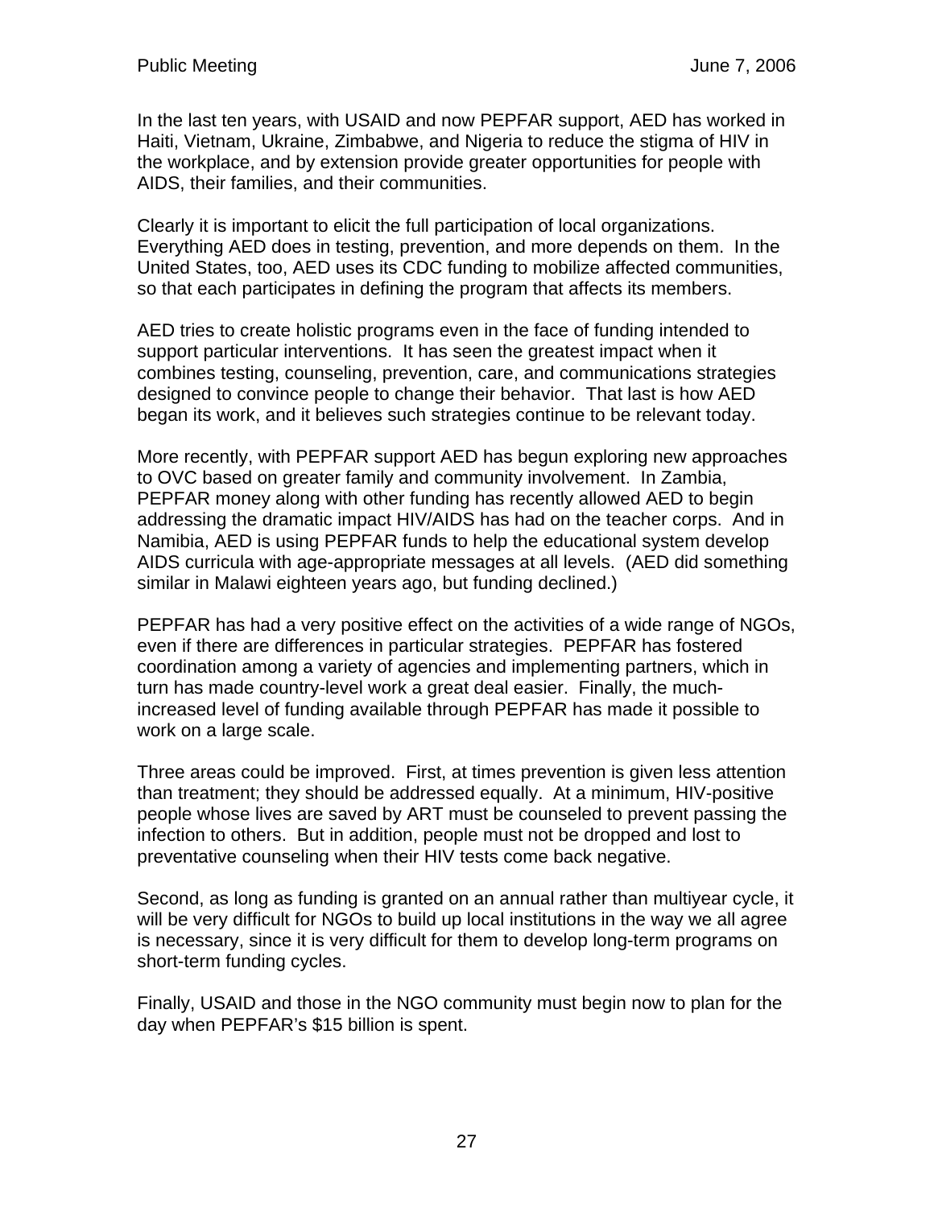In the last ten years, with USAID and now PEPFAR support, AED has worked in Haiti, Vietnam, Ukraine, Zimbabwe, and Nigeria to reduce the stigma of HIV in the workplace, and by extension provide greater opportunities for people with AIDS, their families, and their communities.

Clearly it is important to elicit the full participation of local organizations. Everything AED does in testing, prevention, and more depends on them. In the United States, too, AED uses its CDC funding to mobilize affected communities, so that each participates in defining the program that affects its members.

AED tries to create holistic programs even in the face of funding intended to support particular interventions. It has seen the greatest impact when it combines testing, counseling, prevention, care, and communications strategies designed to convince people to change their behavior. That last is how AED began its work, and it believes such strategies continue to be relevant today.

More recently, with PEPFAR support AED has begun exploring new approaches to OVC based on greater family and community involvement. In Zambia, PEPFAR money along with other funding has recently allowed AED to begin addressing the dramatic impact HIV/AIDS has had on the teacher corps. And in Namibia, AED is using PEPFAR funds to help the educational system develop AIDS curricula with age-appropriate messages at all levels. (AED did something similar in Malawi eighteen years ago, but funding declined.)

PEPFAR has had a very positive effect on the activities of a wide range of NGOs, even if there are differences in particular strategies. PEPFAR has fostered coordination among a variety of agencies and implementing partners, which in turn has made country-level work a great deal easier. Finally, the much-increased level of funding available through PEPFAR has made it possible to work on a large scale.

Three areas could be improved. First, at times prevention is given less attention than treatment; they should be addressed equally. At a minimum, HIV-positive people whose lives are saved by ART must be counseled to prevent passing the infection to others. But in addition, people must not be dropped and lost to preventative counseling when their HIV tests come back negative.

Second, as long as funding is granted on an annual rather than multiyear cycle, it will be very difficult for NGOs to build up local institutions in the way we all agree is necessary, since it is very difficult for them to develop long-term programs on short-term funding cycles.

Finally, USAID and those in the NGO community must begin now to plan for the day when PEPFAR's $15 billion is spent.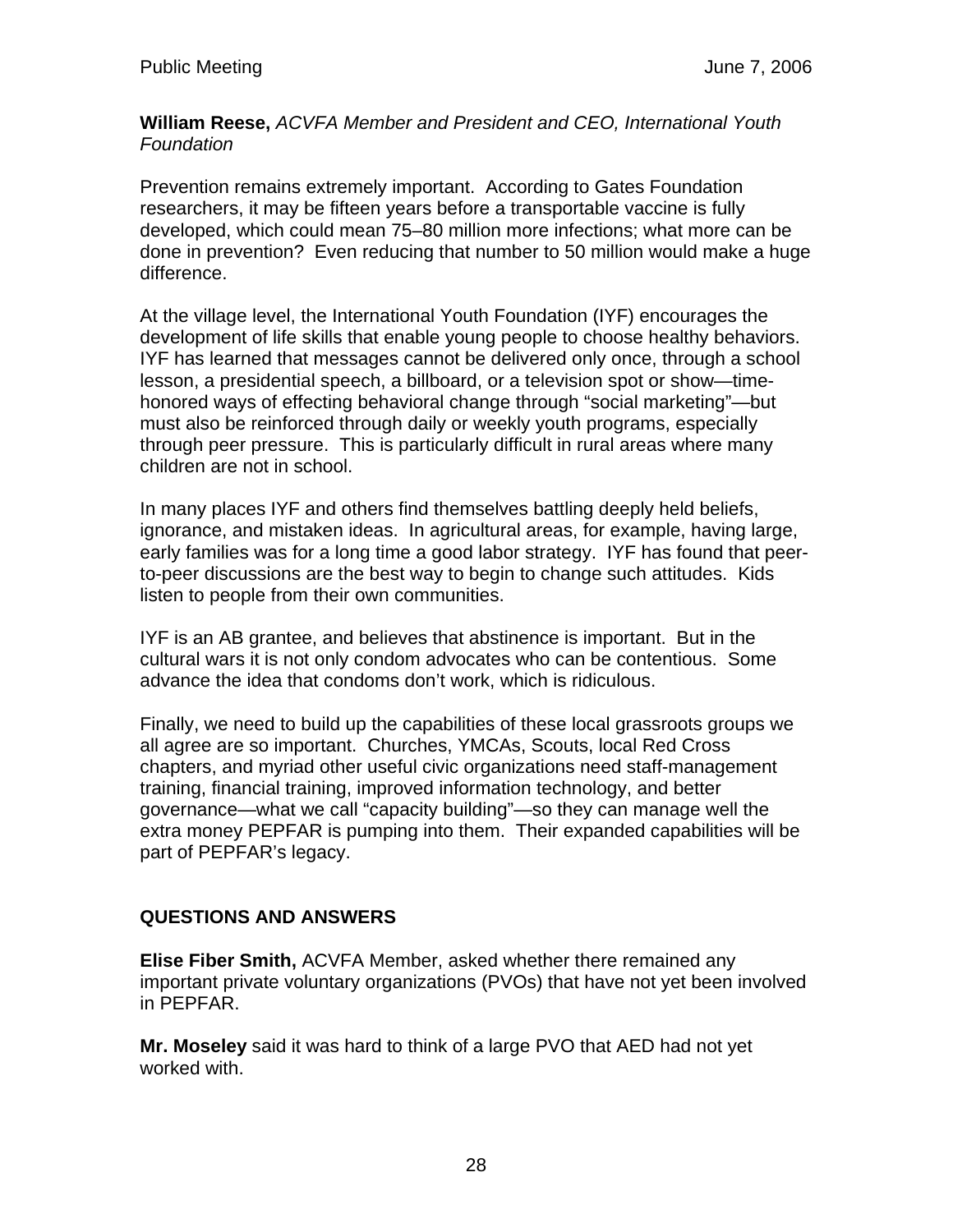**William Reese,** *ACVFA Member and President and CEO, International Youth Foundation*

Prevention remains extremely important. According to Gates Foundation researchers, it may be fifteen years before a transportable vaccine is fully developed, which could mean 75–80 million more infections; what more can be done in prevention? Even reducing that number to 50 million would make a huge difference.

At the village level, the International Youth Foundation (IYF) encourages the development of life skills that enable young people to choose healthy behaviors. IYF has learned that messages cannot be delivered only once, through a school lesson, a presidential speech, a billboard, or a television spot or show—time-honored ways of effecting behavioral change through "social marketing"—but must also be reinforced through daily or weekly youth programs, especially through peer pressure. This is particularly difficult in rural areas where many children are not in school.

In many places IYF and others find themselves battling deeply held beliefs, ignorance, and mistaken ideas. In agricultural areas, for example, having large, early families was for a long time a good labor strategy. IYF has found that peer-to-peer discussions are the best way to begin to change such attitudes. Kids listen to people from their own communities.

IYF is an AB grantee, and believes that abstinence is important. But in the cultural wars it is not only condom advocates who can be contentious. Some advance the idea that condoms don't work, which is ridiculous.

Finally, we need to build up the capabilities of these local grassroots groups we all agree are so important. Churches, YMCAs, Scouts, local Red Cross chapters, and myriad other useful civic organizations need staff-management training, financial training, improved information technology, and better governance—what we call "capacity building"—so they can manage well the extra money PEPFAR is pumping into them. Their expanded capabilities will be part of PEPFAR's legacy.

## QUESTIONS AND ANSWERS

**Elise Fiber Smith,** ACVFA Member, asked whether there remained any important private voluntary organizations (PVOs) that have not yet been involved in PEPFAR.

**Mr. Moseley** said it was hard to think of a large PVO that AED had not yet worked with.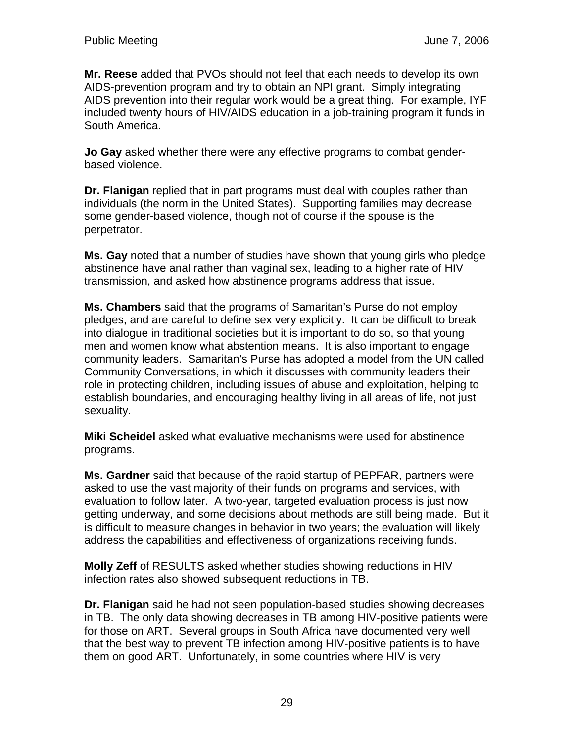**Mr. Reese** added that PVOs should not feel that each needs to develop its own AIDS-prevention program and try to obtain an NPI grant. Simply integrating AIDS prevention into their regular work would be a great thing. For example, IYF included twenty hours of HIV/AIDS education in a job-training program it funds in South America.

**Jo Gay** asked whether there were any effective programs to combat gender-based violence.

**Dr. Flanigan** replied that in part programs must deal with couples rather than individuals (the norm in the United States). Supporting families may decrease some gender-based violence, though not of course if the spouse is the perpetrator.

**Ms. Gay** noted that a number of studies have shown that young girls who pledge abstinence have anal rather than vaginal sex, leading to a higher rate of HIV transmission, and asked how abstinence programs address that issue.

**Ms. Chambers** said that the programs of Samaritan's Purse do not employ pledges, and are careful to define sex very explicitly. It can be difficult to break into dialogue in traditional societies but it is important to do so, so that young men and women know what abstention means. It is also important to engage community leaders. Samaritan's Purse has adopted a model from the UN called Community Conversations, in which it discusses with community leaders their role in protecting children, including issues of abuse and exploitation, helping to establish boundaries, and encouraging healthy living in all areas of life, not just sexuality.

**Miki Scheidel** asked what evaluative mechanisms were used for abstinence programs.

**Ms. Gardner** said that because of the rapid startup of PEPFAR, partners were asked to use the vast majority of their funds on programs and services, with evaluation to follow later. A two-year, targeted evaluation process is just now getting underway, and some decisions about methods are still being made. But it is difficult to measure changes in behavior in two years; the evaluation will likely address the capabilities and effectiveness of organizations receiving funds.

**Molly Zeff** of RESULTS asked whether studies showing reductions in HIV infection rates also showed subsequent reductions in TB.

**Dr. Flanigan** said he had not seen population-based studies showing decreases in TB. The only data showing decreases in TB among HIV-positive patients were for those on ART. Several groups in South Africa have documented very well that the best way to prevent TB infection among HIV-positive patients is to have them on good ART. Unfortunately, in some countries where HIV is very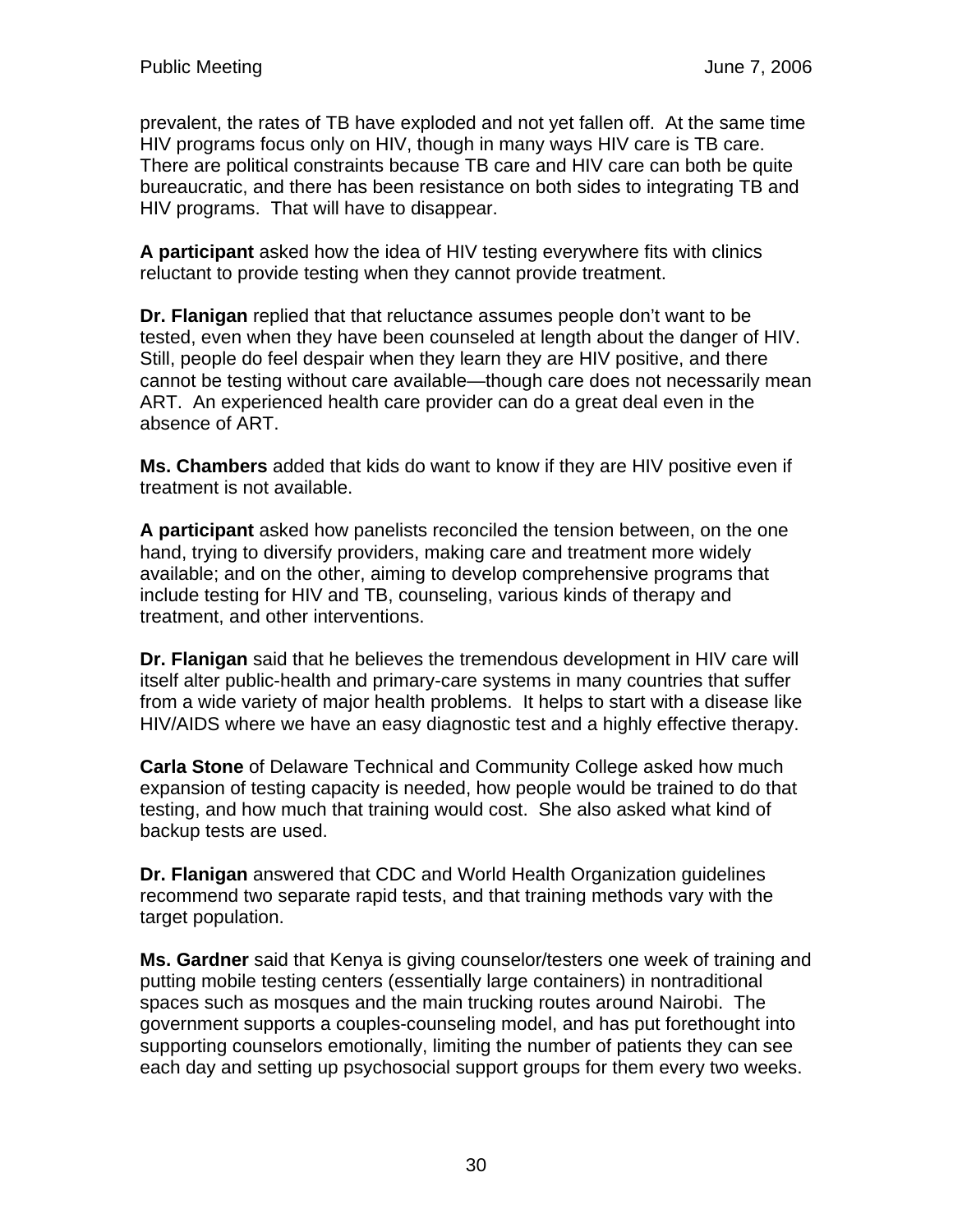prevalent, the rates of TB have exploded and not yet fallen off. At the same time HIV programs focus only on HIV, though in many ways HIV care is TB care. There are political constraints because TB care and HIV care can both be quite bureaucratic, and there has been resistance on both sides to integrating TB and HIV programs. That will have to disappear.

**A participant** asked how the idea of HIV testing everywhere fits with clinics reluctant to provide testing when they cannot provide treatment.

**Dr. Flanigan** replied that that reluctance assumes people don't want to be tested, even when they have been counseled at length about the danger of HIV. Still, people do feel despair when they learn they are HIV positive, and there cannot be testing without care available—though care does not necessarily mean ART. An experienced health care provider can do a great deal even in the absence of ART.

**Ms. Chambers** added that kids do want to know if they are HIV positive even if treatment is not available.

**A participant** asked how panelists reconciled the tension between, on the one hand, trying to diversify providers, making care and treatment more widely available; and on the other, aiming to develop comprehensive programs that include testing for HIV and TB, counseling, various kinds of therapy and treatment, and other interventions.

**Dr. Flanigan** said that he believes the tremendous development in HIV care will itself alter public-health and primary-care systems in many countries that suffer from a wide variety of major health problems. It helps to start with a disease like HIV/AIDS where we have an easy diagnostic test and a highly effective therapy.

**Carla Stone** of Delaware Technical and Community College asked how much expansion of testing capacity is needed, how people would be trained to do that testing, and how much that training would cost. She also asked what kind of backup tests are used.

**Dr. Flanigan** answered that CDC and World Health Organization guidelines recommend two separate rapid tests, and that training methods vary with the target population.

**Ms. Gardner** said that Kenya is giving counselor/testers one week of training and putting mobile testing centers (essentially large containers) in nontraditional spaces such as mosques and the main trucking routes around Nairobi. The government supports a couples-counseling model, and has put forethought into supporting counselors emotionally, limiting the number of patients they can see each day and setting up psychosocial support groups for them every two weeks.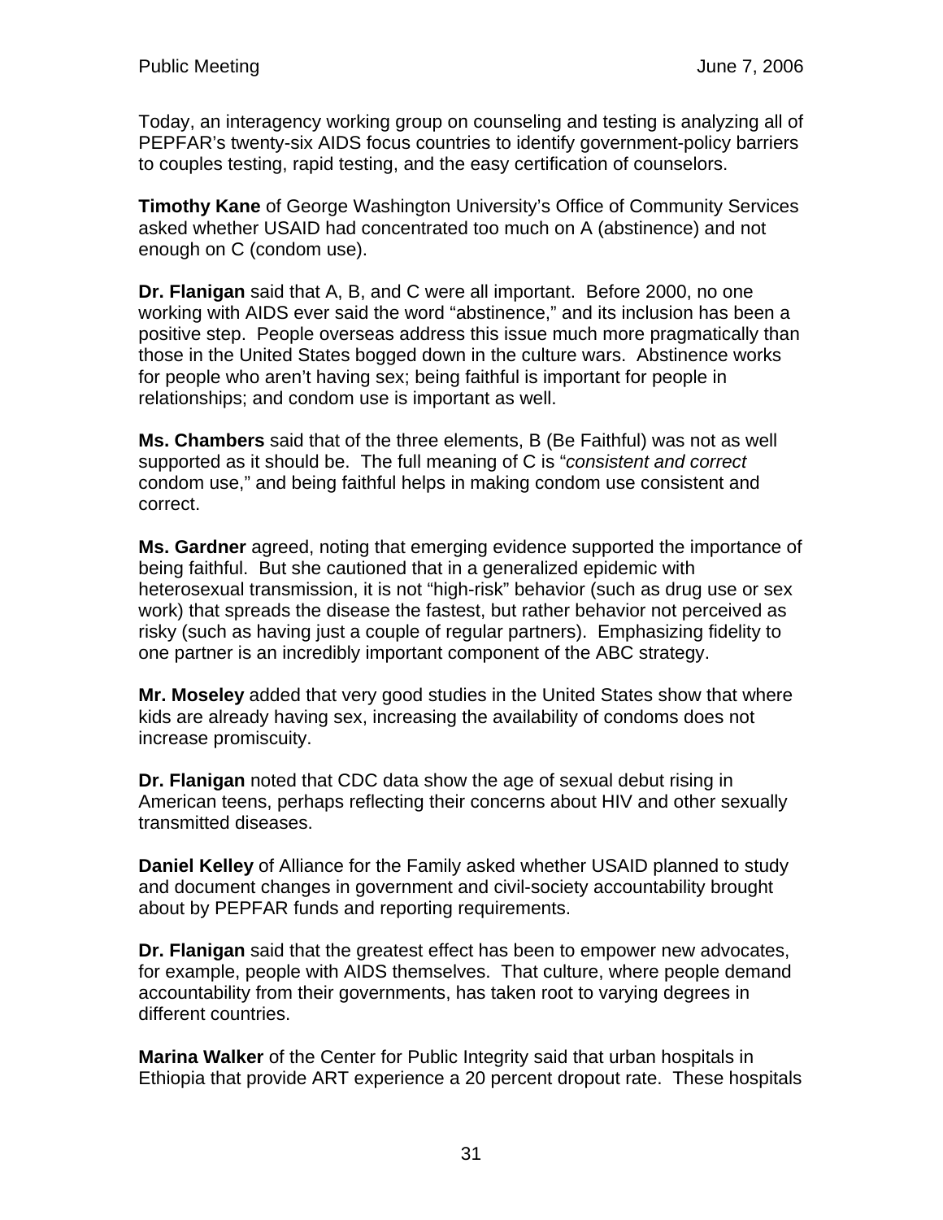Today, an interagency working group on counseling and testing is analyzing all of PEPFAR's twenty-six AIDS focus countries to identify government-policy barriers to couples testing, rapid testing, and the easy certification of counselors.

**Timothy Kane** of George Washington University's Office of Community Services asked whether USAID had concentrated too much on A (abstinence) and not enough on C (condom use).

**Dr. Flanigan** said that A, B, and C were all important. Before 2000, no one working with AIDS ever said the word "abstinence," and its inclusion has been a positive step. People overseas address this issue much more pragmatically than those in the United States bogged down in the culture wars. Abstinence works for people who aren't having sex; being faithful is important for people in relationships; and condom use is important as well.

**Ms. Chambers** said that of the three elements, B (Be Faithful) was not as well supported as it should be. The full meaning of C is "*consistent and correct* condom use," and being faithful helps in making condom use consistent and correct.

**Ms. Gardner** agreed, noting that emerging evidence supported the importance of being faithful. But she cautioned that in a generalized epidemic with heterosexual transmission, it is not "high-risk" behavior (such as drug use or sex work) that spreads the disease the fastest, but rather behavior not perceived as risky (such as having just a couple of regular partners). Emphasizing fidelity to one partner is an incredibly important component of the ABC strategy.

**Mr. Moseley** added that very good studies in the United States show that where kids are already having sex, increasing the availability of condoms does not increase promiscuity.

**Dr. Flanigan** noted that CDC data show the age of sexual debut rising in American teens, perhaps reflecting their concerns about HIV and other sexually transmitted diseases.

**Daniel Kelley** of Alliance for the Family asked whether USAID planned to study and document changes in government and civil-society accountability brought about by PEPFAR funds and reporting requirements.

**Dr. Flanigan** said that the greatest effect has been to empower new advocates, for example, people with AIDS themselves. That culture, where people demand accountability from their governments, has taken root to varying degrees in different countries.

**Marina Walker** of the Center for Public Integrity said that urban hospitals in Ethiopia that provide ART experience a 20 percent dropout rate. These hospitals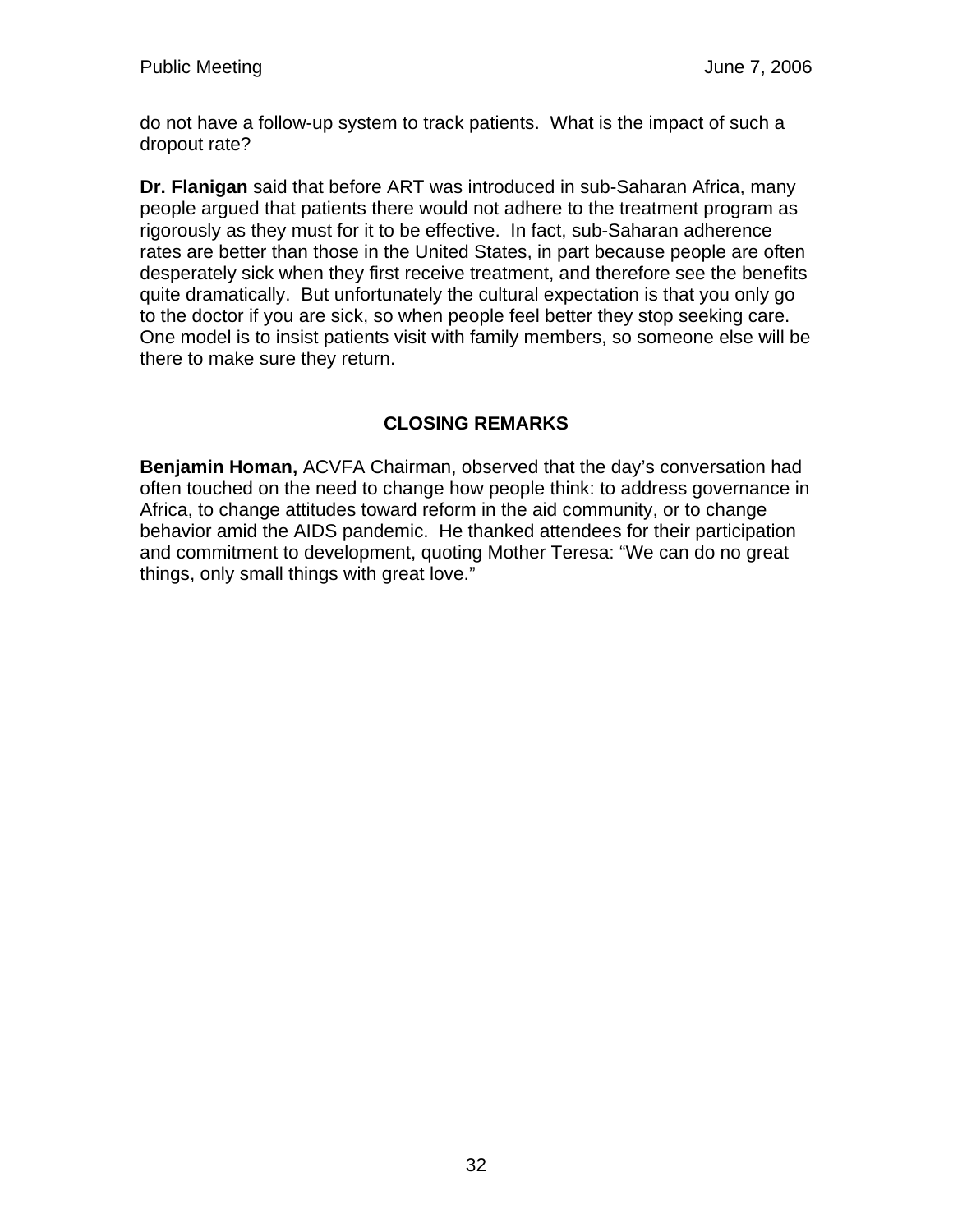do not have a follow-up system to track patients. What is the impact of such a dropout rate?

**Dr. Flanigan** said that before ART was introduced in sub-Saharan Africa, many people argued that patients there would not adhere to the treatment program as rigorously as they must for it to be effective. In fact, sub-Saharan adherence rates are better than those in the United States, in part because people are often desperately sick when they first receive treatment, and therefore see the benefits quite dramatically. But unfortunately the cultural expectation is that you only go to the doctor if you are sick, so when people feel better they stop seeking care. One model is to insist patients visit with family members, so someone else will be there to make sure they return.

## CLOSING REMARKS

**Benjamin Homan,** ACVFA Chairman, observed that the day's conversation had often touched on the need to change how people think: to address governance in Africa, to change attitudes toward reform in the aid community, or to change behavior amid the AIDS pandemic. He thanked attendees for their participation and commitment to development, quoting Mother Teresa: "We can do no great things, only small things with great love."